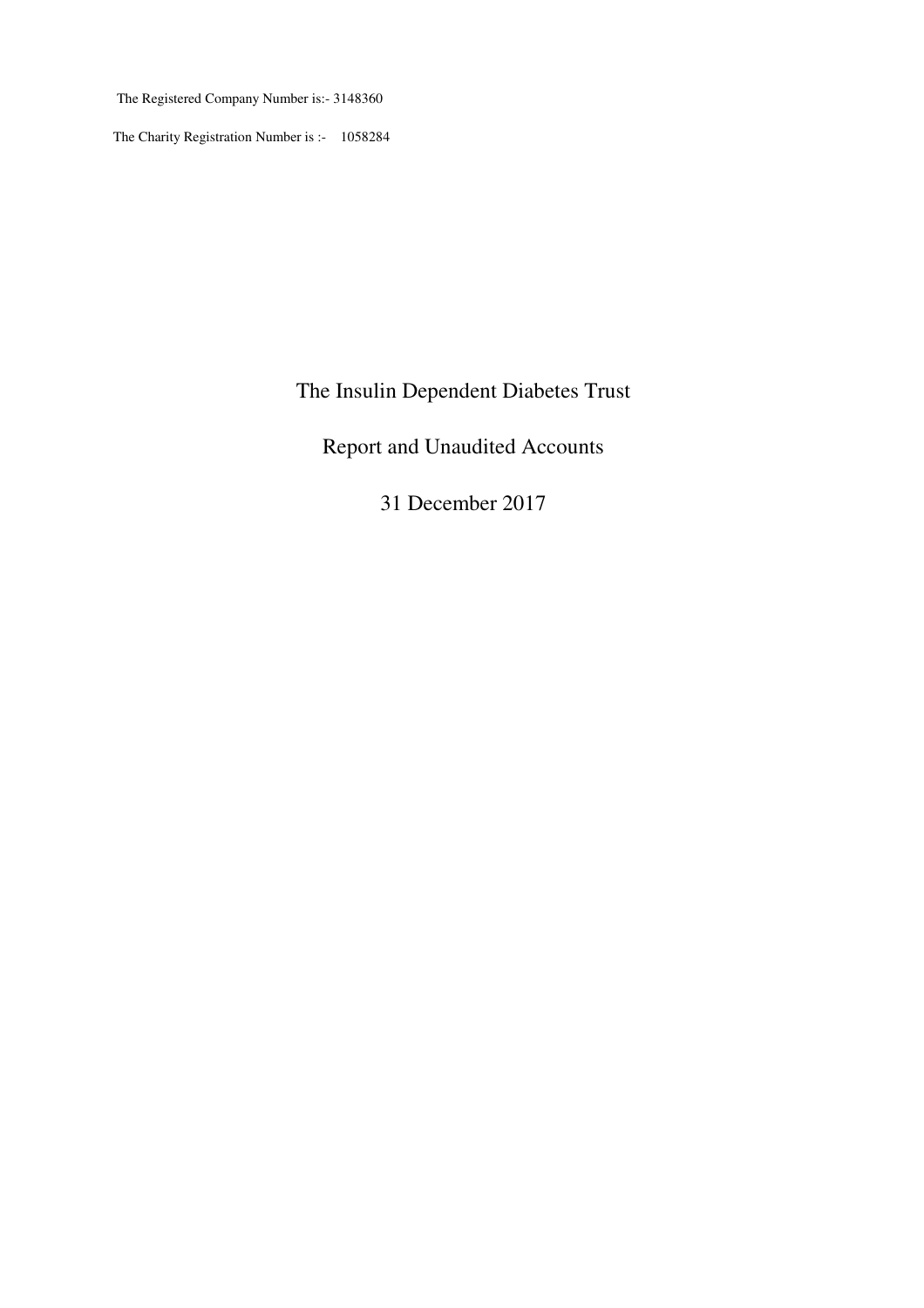The Registered Company Number is:- 3148360

The Charity Registration Number is :- 1058284

# The Insulin Dependent Diabetes Trust

## Report and Unaudited Accounts

## 31 December 2017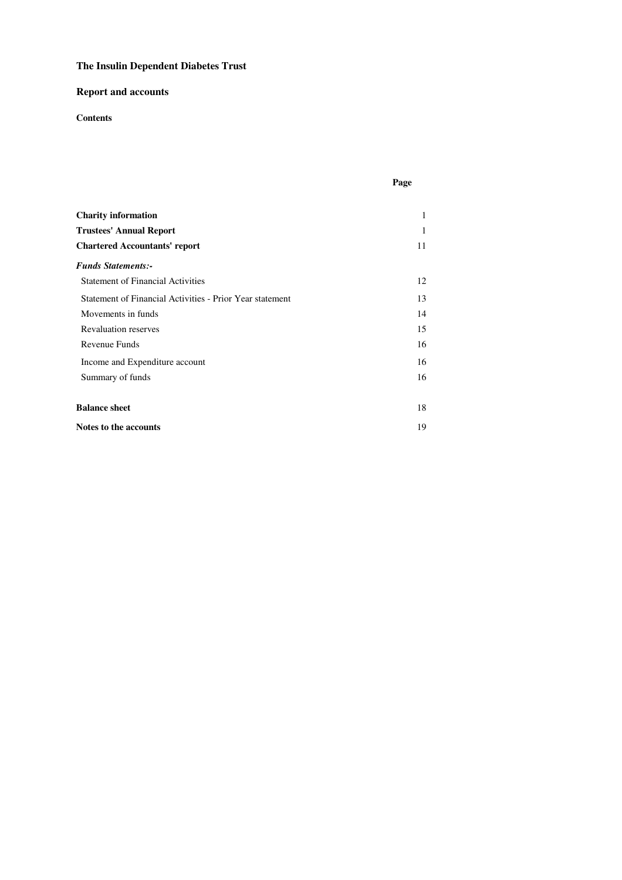# The Insulin Dependent Diabetes Trust

## Report and accounts

### Contents

| | Page |
|---|---|
| **Charity information** | 1 |
| **Trustees' Annual Report** | 1 |
| **Chartered Accountants' report** | 11 |
| ***Funds Statements:-*** | |
| Statement of Financial Activities | 12 |
| Statement of Financial Activities - Prior Year statement | 13 |
| Movements in funds | 14 |
| Revaluation reserves | 15 |
| Revenue Funds | 16 |
| Income and Expenditure account | 16 |
| Summary of funds | 16 |
| **Balance sheet** | 18 |
| **Notes to the accounts** | 19 |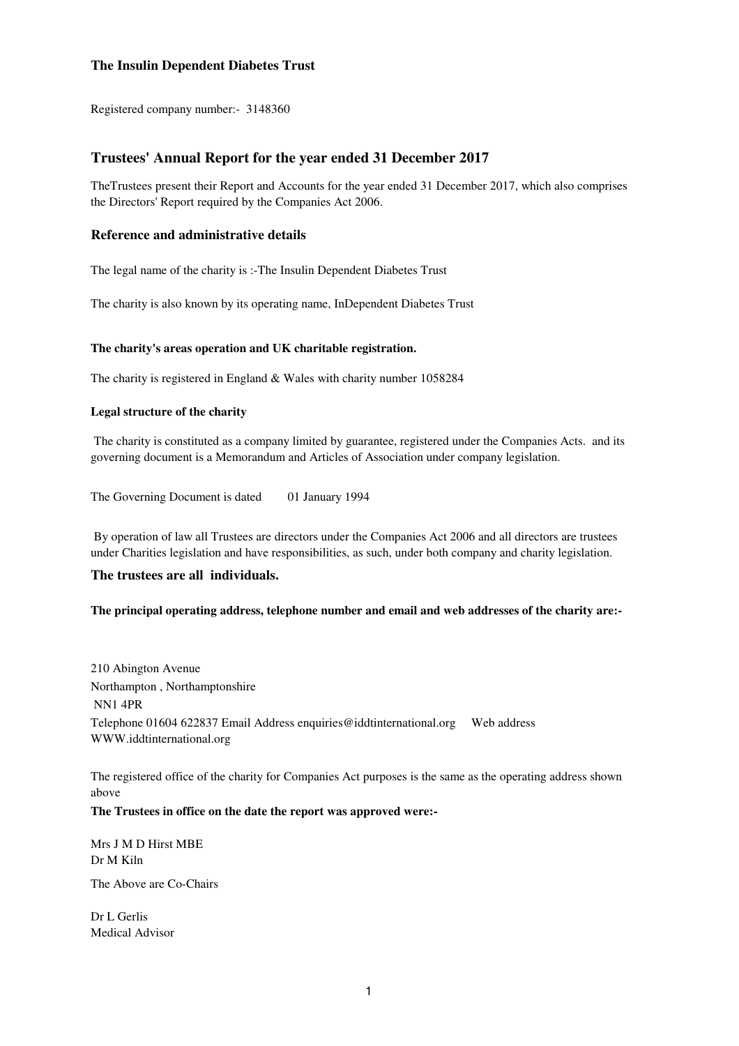**The Insulin Dependent Diabetes Trust**

Registered company number:- 3148360

## Trustees' Annual Report for the year ended 31 December 2017

TheTrustees present their Report and Accounts for the year ended 31 December 2017, which also comprises the Directors' Report required by the Companies Act 2006.

### Reference and administrative details

The legal name of the charity is :-The Insulin Dependent Diabetes Trust

The charity is also known by its operating name, InDependent Diabetes Trust

**The charity's areas operation and UK charitable registration.**

The charity is registered in England & Wales with charity number 1058284

**Legal structure of the charity**

The charity is constituted as a company limited by guarantee, registered under the Companies Acts. and its governing document is a Memorandum and Articles of Association under company legislation.

The Governing Document is dated 01 January 1994

By operation of law all Trustees are directors under the Companies Act 2006 and all directors are trustees under Charities legislation and have responsibilities, as such, under both company and charity legislation.

**The trustees are all individuals.**

**The principal operating address, telephone number and email and web addresses of the charity are:-**

210 Abington Avenue
Northampton , Northamptonshire
NN1 4PR
Telephone 01604 622837 Email Address enquiries@iddtinternational.org Web address WWW.iddtinternational.org

The registered office of the charity for Companies Act purposes is the same as the operating address shown above

**The Trustees in office on the date the report was approved were:-**

Mrs J M D Hirst MBE
Dr M Kiln

The Above are Co-Chairs

Dr L Gerlis
Medical Advisor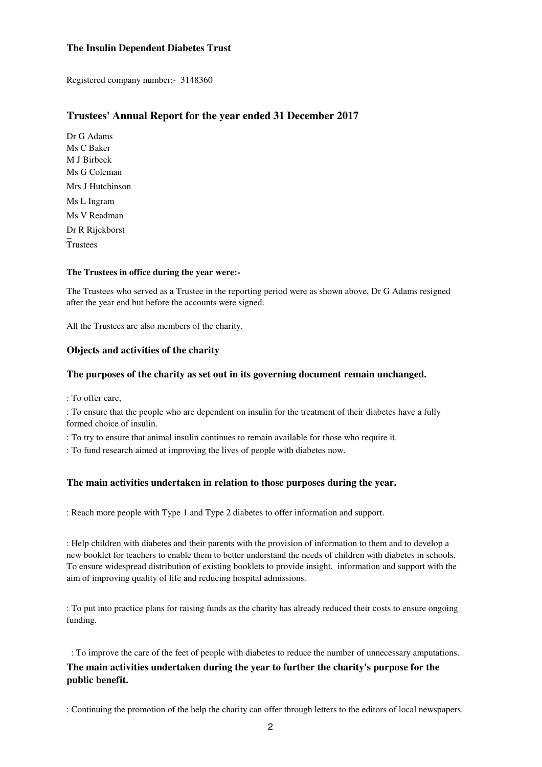**The Insulin Dependent Diabetes Trust**

Registered company number:- 3148360

## Trustees' Annual Report for the year ended 31 December 2017

Dr G Adams
Ms C Baker
M J Birbeck
Ms G Coleman
Mrs J Hutchinson
Ms L Ingram
Ms V Readman
Dr R Rijckborst
Trustees

**The Trustees in office during the year were:-**

The Trustees who served as a Trustee in the reporting period were as shown above, Dr G Adams resigned after the year end but before the accounts were signed.

All the Trustees are also members of the charity.

### Objects and activities of the charity

### The purposes of the charity as set out in its governing document remain unchanged.

: To offer care,

: To ensure that the people who are dependent on insulin for the treatment of their diabetes have a fully formed choice of insulin.

: To try to ensure that animal insulin continues to remain available for those who require it.

: To fund research aimed at improving the lives of people with diabetes now.

### The main activities undertaken in relation to those purposes during the year.

: Reach more people with Type 1 and Type 2 diabetes to offer information and support.

: Help children with diabetes and their parents with the provision of information to them and to develop a new booklet for teachers to enable them to better understand the needs of children with diabetes in schools. To ensure widespread distribution of existing booklets to provide insight, information and support with the aim of improving quality of life and reducing hospital admissions.

: To put into practice plans for raising funds as the charity has already reduced their costs to ensure ongoing funding.

: To improve the care of the feet of people with diabetes to reduce the number of unnecessary amputations.

### The main activities undertaken during the year to further the charity's purpose for the public benefit.

: Continuing the promotion of the help the charity can offer through letters to the editors of local newspapers.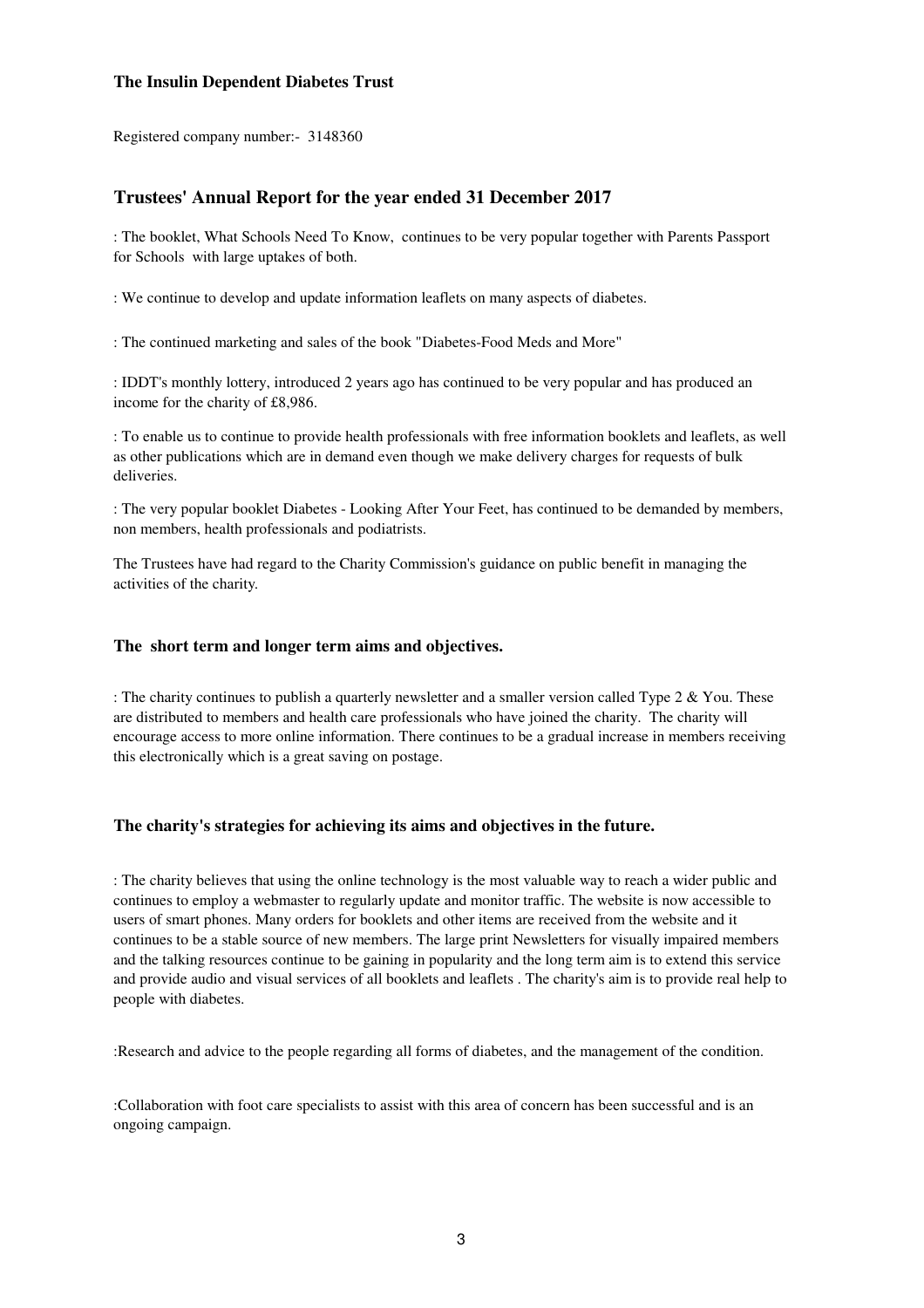**The Insulin Dependent Diabetes Trust**

Registered company number:- 3148360

## Trustees' Annual Report for the year ended 31 December 2017

: The booklet, What Schools Need To Know, continues to be very popular together with Parents Passport for Schools with large uptakes of both.

: We continue to develop and update information leaflets on many aspects of diabetes.

: The continued marketing and sales of the book "Diabetes-Food Meds and More"

: IDDT's monthly lottery, introduced 2 years ago has continued to be very popular and has produced an income for the charity of £8,986.

: To enable us to continue to provide health professionals with free information booklets and leaflets, as well as other publications which are in demand even though we make delivery charges for requests of bulk deliveries.

: The very popular booklet Diabetes - Looking After Your Feet, has continued to be demanded by members, non members, health professionals and podiatrists.

The Trustees have had regard to the Charity Commission's guidance on public benefit in managing the activities of the charity.

### The short term and longer term aims and objectives.

: The charity continues to publish a quarterly newsletter and a smaller version called Type 2 & You. These are distributed to members and health care professionals who have joined the charity. The charity will encourage access to more online information. There continues to be a gradual increase in members receiving this electronically which is a great saving on postage.

### The charity's strategies for achieving its aims and objectives in the future.

: The charity believes that using the online technology is the most valuable way to reach a wider public and continues to employ a webmaster to regularly update and monitor traffic. The website is now accessible to users of smart phones. Many orders for booklets and other items are received from the website and it continues to be a stable source of new members. The large print Newsletters for visually impaired members and the talking resources continue to be gaining in popularity and the long term aim is to extend this service and provide audio and visual services of all booklets and leaflets . The charity's aim is to provide real help to people with diabetes.

:Research and advice to the people regarding all forms of diabetes, and the management of the condition.

:Collaboration with foot care specialists to assist with this area of concern has been successful and is an ongoing campaign.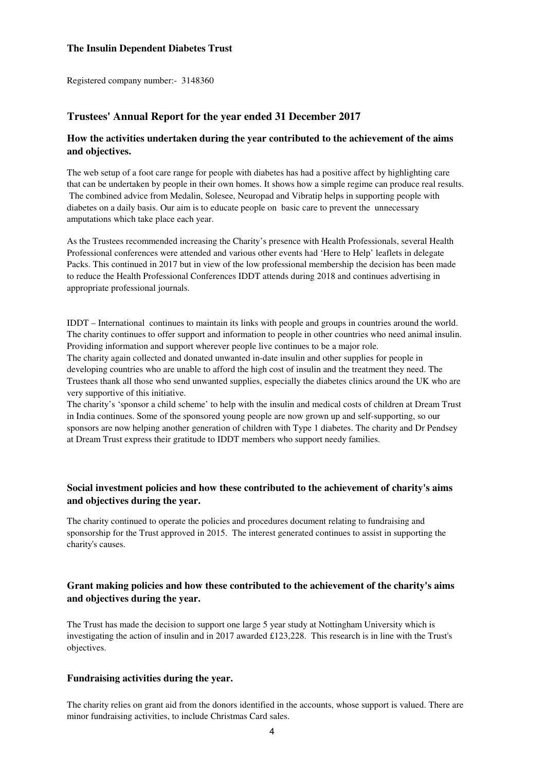**The Insulin Dependent Diabetes Trust**

Registered company number:- 3148360

## Trustees' Annual Report for the year ended 31 December 2017

### How the activities undertaken during the year contributed to the achievement of the aims and objectives.

The web setup of a foot care range for people with diabetes has had a positive affect by highlighting care that can be undertaken by people in their own homes. It shows how a simple regime can produce real results. The combined advice from Medalin, Solesee, Neuropad and Vibratip helps in supporting people with diabetes on a daily basis. Our aim is to educate people on basic care to prevent the unnecessary amputations which take place each year.

As the Trustees recommended increasing the Charity's presence with Health Professionals, several Health Professional conferences were attended and various other events had 'Here to Help' leaflets in delegate Packs. This continued in 2017 but in view of the low professional membership the decision has been made to reduce the Health Professional Conferences IDDT attends during 2018 and continues advertising in appropriate professional journals.

IDDT – International continues to maintain its links with people and groups in countries around the world. The charity continues to offer support and information to people in other countries who need animal insulin. Providing information and support wherever people live continues to be a major role.
The charity again collected and donated unwanted in-date insulin and other supplies for people in developing countries who are unable to afford the high cost of insulin and the treatment they need. The Trustees thank all those who send unwanted supplies, especially the diabetes clinics around the UK who are very supportive of this initiative.
The charity's 'sponsor a child scheme' to help with the insulin and medical costs of children at Dream Trust in India continues. Some of the sponsored young people are now grown up and self-supporting, so our sponsors are now helping another generation of children with Type 1 diabetes. The charity and Dr Pendsey at Dream Trust express their gratitude to IDDT members who support needy families.

### Social investment policies and how these contributed to the achievement of charity's aims and objectives during the year.

The charity continued to operate the policies and procedures document relating to fundraising and sponsorship for the Trust approved in 2015. The interest generated continues to assist in supporting the charity's causes.

### Grant making policies and how these contributed to the achievement of the charity's aims and objectives during the year.

The Trust has made the decision to support one large 5 year study at Nottingham University which is investigating the action of insulin and in 2017 awarded £123,228. This research is in line with the Trust's objectives.

### Fundraising activities during the year.

The charity relies on grant aid from the donors identified in the accounts, whose support is valued. There are minor fundraising activities, to include Christmas Card sales.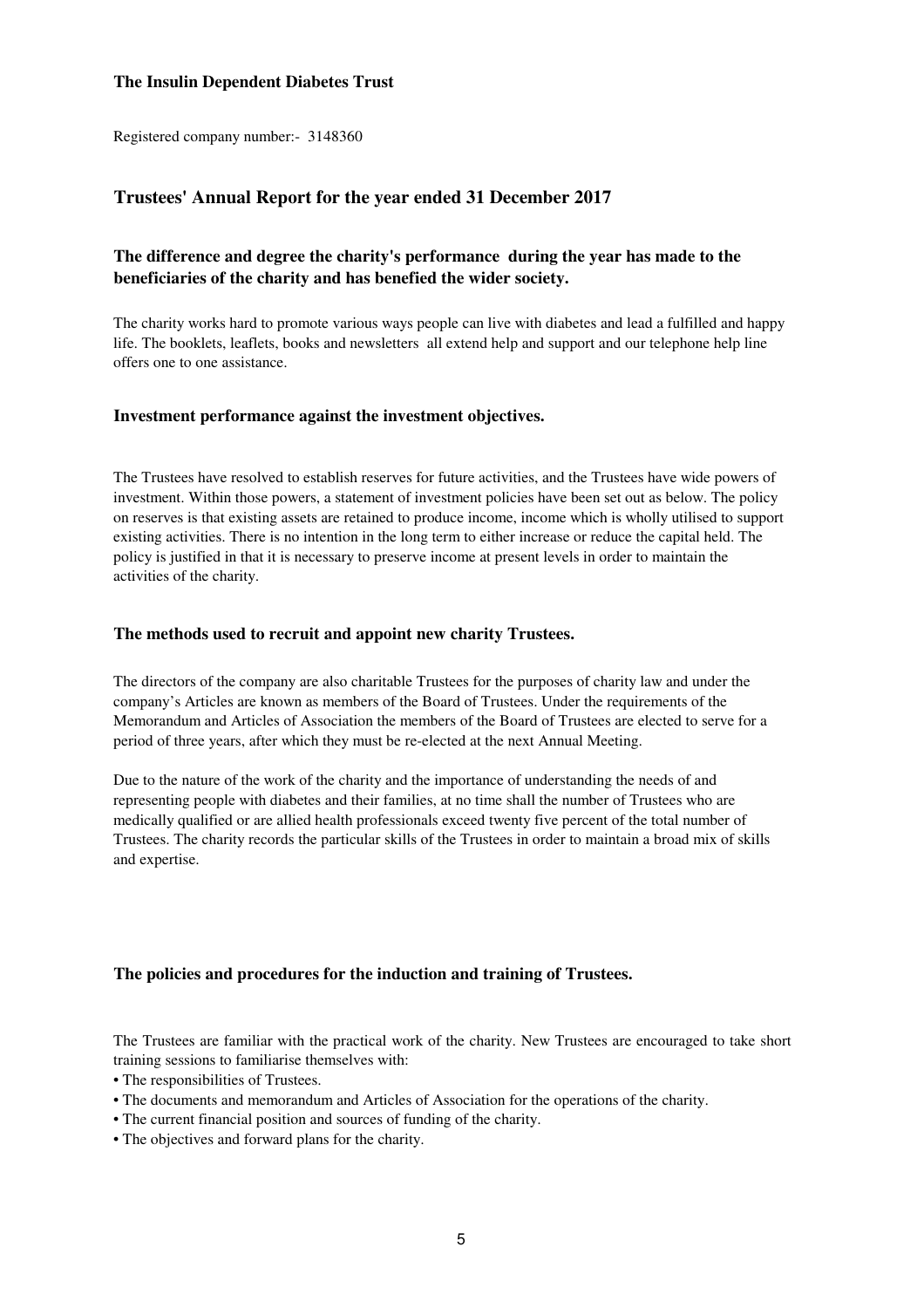**The Insulin Dependent Diabetes Trust**

Registered company number:- 3148360

## Trustees' Annual Report for the year ended 31 December 2017

### The difference and degree the charity's performance during the year has made to the beneficiaries of the charity and has benefied the wider society.

The charity works hard to promote various ways people can live with diabetes and lead a fulfilled and happy life. The booklets, leaflets, books and newsletters all extend help and support and our telephone help line offers one to one assistance.

### Investment performance against the investment objectives.

The Trustees have resolved to establish reserves for future activities, and the Trustees have wide powers of investment. Within those powers, a statement of investment policies have been set out as below. The policy on reserves is that existing assets are retained to produce income, income which is wholly utilised to support existing activities. There is no intention in the long term to either increase or reduce the capital held. The policy is justified in that it is necessary to preserve income at present levels in order to maintain the activities of the charity.

### The methods used to recruit and appoint new charity Trustees.

The directors of the company are also charitable Trustees for the purposes of charity law and under the company's Articles are known as members of the Board of Trustees. Under the requirements of the Memorandum and Articles of Association the members of the Board of Trustees are elected to serve for a period of three years, after which they must be re-elected at the next Annual Meeting.

Due to the nature of the work of the charity and the importance of understanding the needs of and representing people with diabetes and their families, at no time shall the number of Trustees who are medically qualified or are allied health professionals exceed twenty five percent of the total number of Trustees. The charity records the particular skills of the Trustees in order to maintain a broad mix of skills and expertise.

### The policies and procedures for the induction and training of Trustees.

The Trustees are familiar with the practical work of the charity. New Trustees are encouraged to take short training sessions to familiarise themselves with:

- The responsibilities of Trustees.
- The documents and memorandum and Articles of Association for the operations of the charity.
- The current financial position and sources of funding of the charity.
- The objectives and forward plans for the charity.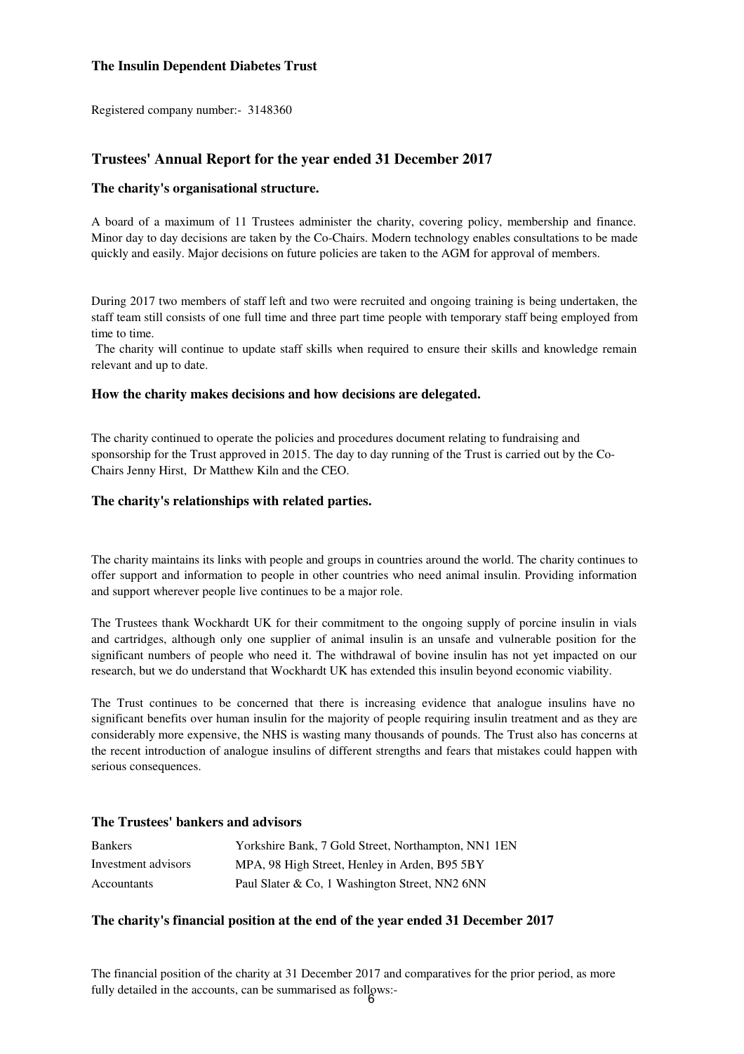**The Insulin Dependent Diabetes Trust**

Registered company number:- 3148360

## Trustees' Annual Report for the year ended 31 December 2017

### The charity's organisational structure.

A board of a maximum of 11 Trustees administer the charity, covering policy, membership and finance. Minor day to day decisions are taken by the Co-Chairs. Modern technology enables consultations to be made quickly and easily. Major decisions on future policies are taken to the AGM for approval of members.

During 2017 two members of staff left and two were recruited and ongoing training is being undertaken, the staff team still consists of one full time and three part time people with temporary staff being employed from time to time.

The charity will continue to update staff skills when required to ensure their skills and knowledge remain relevant and up to date.

### How the charity makes decisions and how decisions are delegated.

The charity continued to operate the policies and procedures document relating to fundraising and sponsorship for the Trust approved in 2015. The day to day running of the Trust is carried out by the Co-Chairs Jenny Hirst, Dr Matthew Kiln and the CEO.

### The charity's relationships with related parties.

The charity maintains its links with people and groups in countries around the world. The charity continues to offer support and information to people in other countries who need animal insulin. Providing information and support wherever people live continues to be a major role.

The Trustees thank Wockhardt UK for their commitment to the ongoing supply of porcine insulin in vials and cartridges, although only one supplier of animal insulin is an unsafe and vulnerable position for the significant numbers of people who need it. The withdrawal of bovine insulin has not yet impacted on our research, but we do understand that Wockhardt UK has extended this insulin beyond economic viability.

The Trust continues to be concerned that there is increasing evidence that analogue insulins have no significant benefits over human insulin for the majority of people requiring insulin treatment and as they are considerably more expensive, the NHS is wasting many thousands of pounds. The Trust also has concerns at the recent introduction of analogue insulins of different strengths and fears that mistakes could happen with serious consequences.

### The Trustees' bankers and advisors

| | |
|---|---|
| Bankers | Yorkshire Bank, 7 Gold Street, Northampton, NN1 1EN |
| Investment advisors | MPA, 98 High Street, Henley in Arden, B95 5BY |
| Accountants | Paul Slater & Co, 1 Washington Street, NN2 6NN |

### The charity's financial position at the end of the year ended 31 December 2017

The financial position of the charity at 31 December 2017 and comparatives for the prior period, as more fully detailed in the accounts, can be summarised as follows:-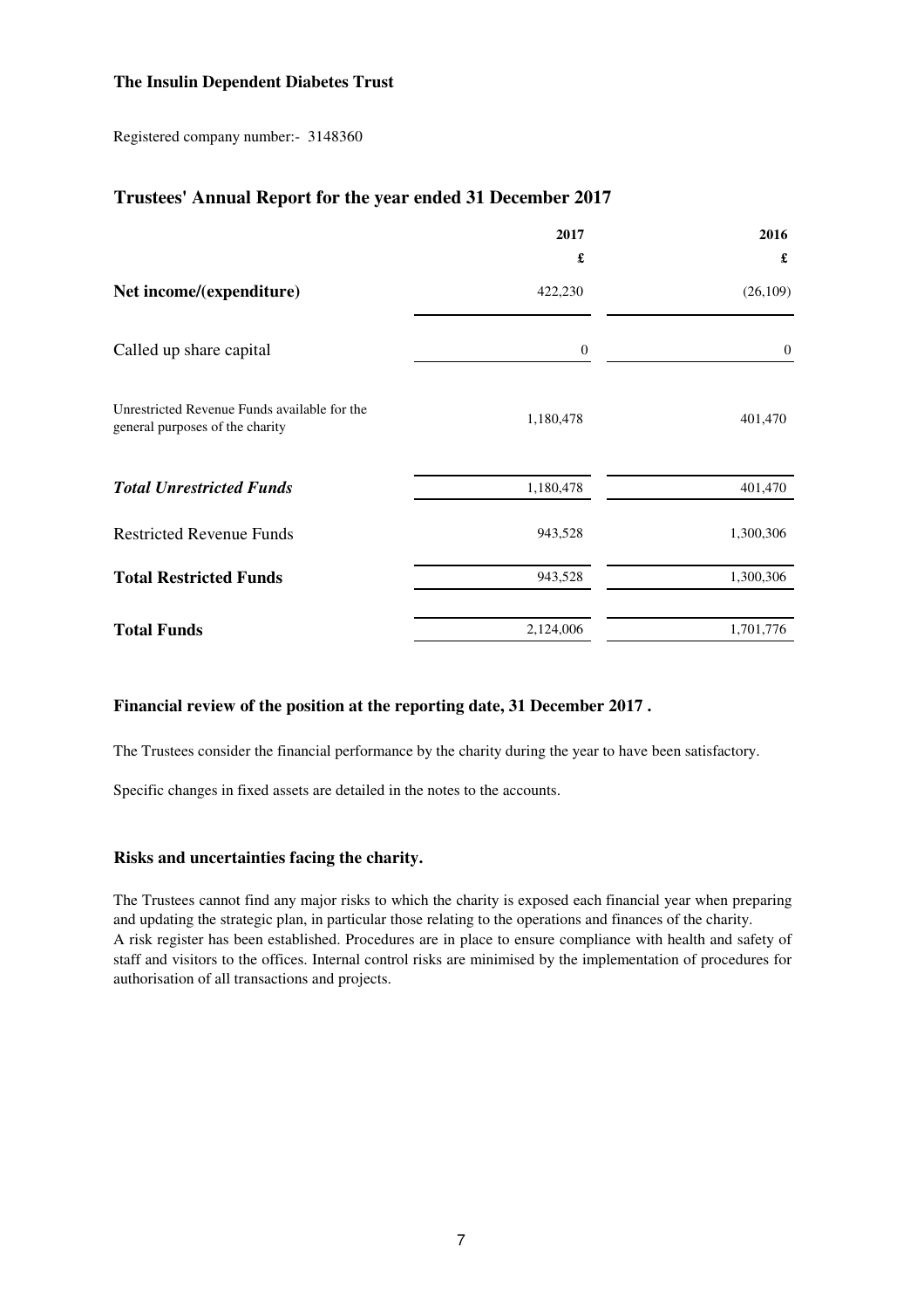**The Insulin Dependent Diabetes Trust**

Registered company number:- 3148360

## Trustees' Annual Report for the year ended 31 December 2017

| | 2017 | 2016 |
|---|---|---|
| | £ | £ |
| **Net income/(expenditure)** | 422,230 | (26,109) |
| Called up share capital | 0 | 0 |
| Unrestricted Revenue Funds available for the general purposes of the charity | 1,180,478 | 401,470 |
| ***Total Unrestricted Funds*** | 1,180,478 | 401,470 |
| Restricted Revenue Funds | 943,528 | 1,300,306 |
| **Total Restricted Funds** | 943,528 | 1,300,306 |
| **Total Funds** | 2,124,006 | 1,701,776 |

### Financial review of the position at the reporting date, 31 December 2017 .

The Trustees consider the financial performance by the charity during the year to have been satisfactory.

Specific changes in fixed assets are detailed in the notes to the accounts.

### Risks and uncertainties facing the charity.

The Trustees cannot find any major risks to which the charity is exposed each financial year when preparing and updating the strategic plan, in particular those relating to the operations and finances of the charity.
A risk register has been established. Procedures are in place to ensure compliance with health and safety of staff and visitors to the offices. Internal control risks are minimised by the implementation of procedures for authorisation of all transactions and projects.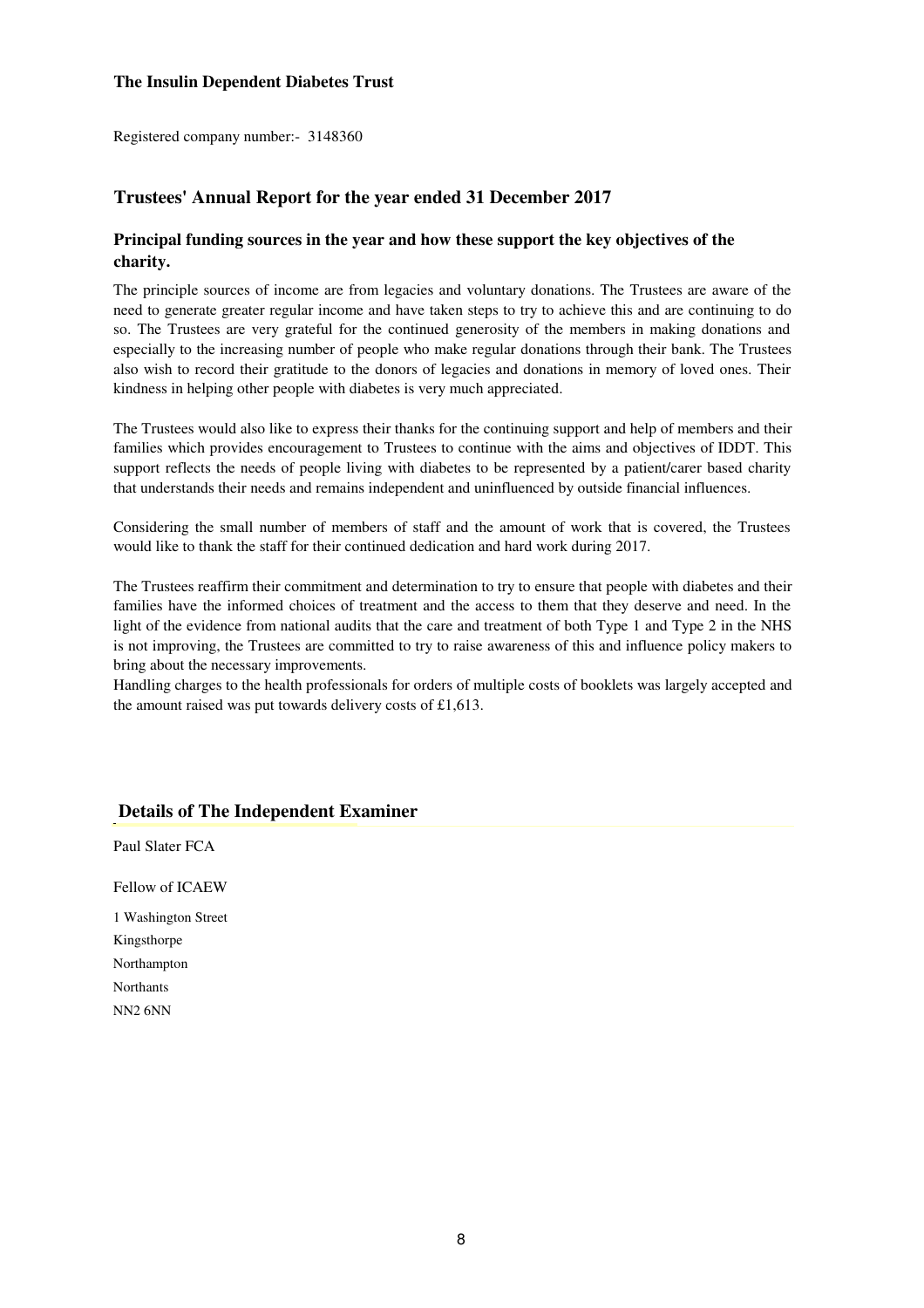**The Insulin Dependent Diabetes Trust**

Registered company number:- 3148360

## Trustees' Annual Report for the year ended 31 December 2017

### Principal funding sources in the year and how these support the key objectives of the charity.

The principle sources of income are from legacies and voluntary donations. The Trustees are aware of the need to generate greater regular income and have taken steps to try to achieve this and are continuing to do so. The Trustees are very grateful for the continued generosity of the members in making donations and especially to the increasing number of people who make regular donations through their bank. The Trustees also wish to record their gratitude to the donors of legacies and donations in memory of loved ones. Their kindness in helping other people with diabetes is very much appreciated.

The Trustees would also like to express their thanks for the continuing support and help of members and their families which provides encouragement to Trustees to continue with the aims and objectives of IDDT. This support reflects the needs of people living with diabetes to be represented by a patient/carer based charity that understands their needs and remains independent and uninfluenced by outside financial influences.

Considering the small number of members of staff and the amount of work that is covered, the Trustees would like to thank the staff for their continued dedication and hard work during 2017.

The Trustees reaffirm their commitment and determination to try to ensure that people with diabetes and their families have the informed choices of treatment and the access to them that they deserve and need. In the light of the evidence from national audits that the care and treatment of both Type 1 and Type 2 in the NHS is not improving, the Trustees are committed to try to raise awareness of this and influence policy makers to bring about the necessary improvements.
Handling charges to the health professionals for orders of multiple costs of booklets was largely accepted and the amount raised was put towards delivery costs of £1,613.

## Details of The Independent Examiner

Paul Slater FCA

Fellow of ICAEW

1 Washington Street
Kingsthorpe
Northampton
Northants
NN2 6NN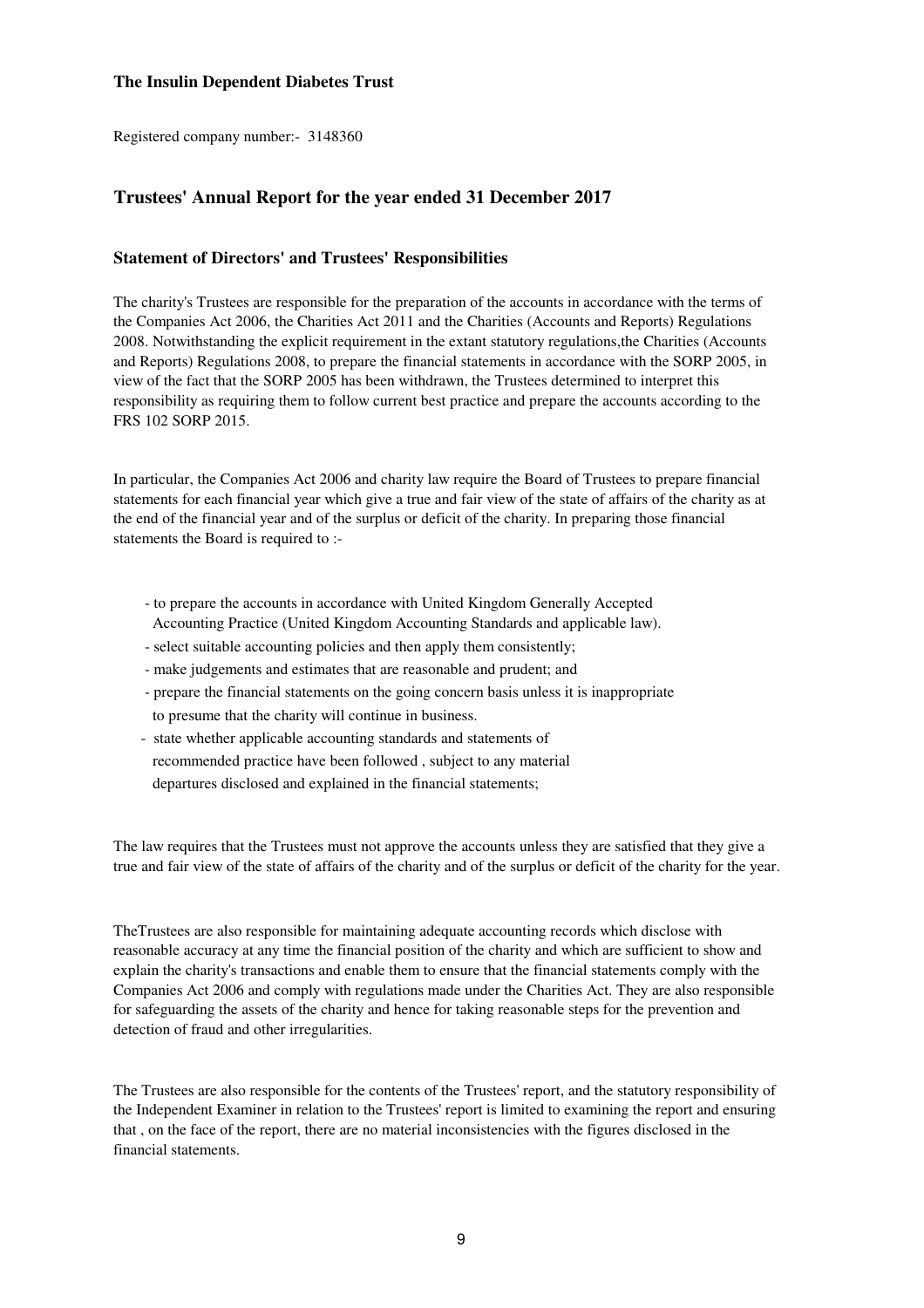**The Insulin Dependent Diabetes Trust**

Registered company number:- 3148360

## Trustees' Annual Report for the year ended 31 December 2017

### Statement of Directors' and Trustees' Responsibilities

The charity's Trustees are responsible for the preparation of the accounts in accordance with the terms of the Companies Act 2006, the Charities Act 2011 and the Charities (Accounts and Reports) Regulations 2008. Notwithstanding the explicit requirement in the extant statutory regulations,the Charities (Accounts and Reports) Regulations 2008, to prepare the financial statements in accordance with the SORP 2005, in view of the fact that the SORP 2005 has been withdrawn, the Trustees determined to interpret this responsibility as requiring them to follow current best practice and prepare the accounts according to the FRS 102 SORP 2015.

In particular, the Companies Act 2006 and charity law require the Board of Trustees to prepare financial statements for each financial year which give a true and fair view of the state of affairs of the charity as at the end of the financial year and of the surplus or deficit of the charity. In preparing those financial statements the Board is required to :-

- to prepare the accounts in accordance with United Kingdom Generally Accepted Accounting Practice (United Kingdom Accounting Standards and applicable law).
- select suitable accounting policies and then apply them consistently;
- make judgements and estimates that are reasonable and prudent; and
- prepare the financial statements on the going concern basis unless it is inappropriate to presume that the charity will continue in business.
- state whether applicable accounting standards and statements of recommended practice have been followed , subject to any material departures disclosed and explained in the financial statements;

The law requires that the Trustees must not approve the accounts unless they are satisfied that they give a true and fair view of the state of affairs of the charity and of the surplus or deficit of the charity for the year.

TheTrustees are also responsible for maintaining adequate accounting records which disclose with reasonable accuracy at any time the financial position of the charity and which are sufficient to show and explain the charity's transactions and enable them to ensure that the financial statements comply with the Companies Act 2006 and comply with regulations made under the Charities Act. They are also responsible for safeguarding the assets of the charity and hence for taking reasonable steps for the prevention and detection of fraud and other irregularities.

The Trustees are also responsible for the contents of the Trustees' report, and the statutory responsibility of the Independent Examiner in relation to the Trustees' report is limited to examining the report and ensuring that , on the face of the report, there are no material inconsistencies with the figures disclosed in the financial statements.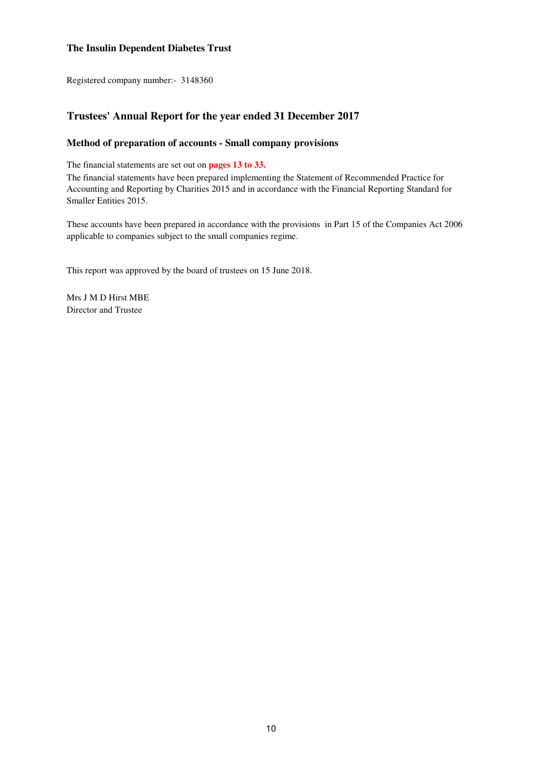**The Insulin Dependent Diabetes Trust**

Registered company number:- 3148360

## Trustees' Annual Report for the year ended 31 December 2017

### Method of preparation of accounts - Small company provisions

The financial statements are set out on **pages 13 to 33.**

The financial statements have been prepared implementing the Statement of Recommended Practice for Accounting and Reporting by Charities 2015 and in accordance with the Financial Reporting Standard for Smaller Entities 2015.

These accounts have been prepared in accordance with the provisions in Part 15 of the Companies Act 2006 applicable to companies subject to the small companies regime.

This report was approved by the board of trustees on 15 June 2018.

Mrs J M D Hirst MBE
Director and Trustee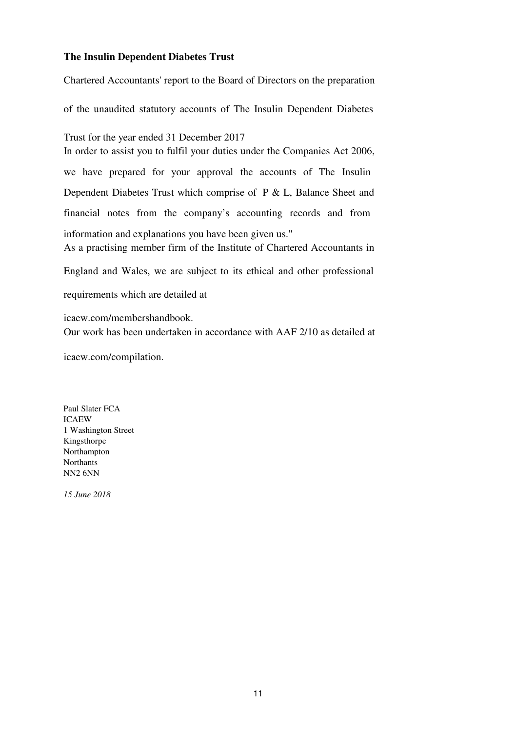**The Insulin Dependent Diabetes Trust**

Chartered Accountants' report to the Board of Directors on the preparation of the unaudited statutory accounts of The Insulin Dependent Diabetes Trust for the year ended 31 December 2017

In order to assist you to fulfil your duties under the Companies Act 2006, we have prepared for your approval the accounts of The Insulin Dependent Diabetes Trust which comprise of P & L, Balance Sheet and financial notes from the company's accounting records and from information and explanations you have been given us."

As a practising member firm of the Institute of Chartered Accountants in England and Wales, we are subject to its ethical and other professional requirements which are detailed at

icaew.com/membershandbook.

Our work has been undertaken in accordance with AAF 2/10 as detailed at

icaew.com/compilation.

Paul Slater FCA
ICAEW
1 Washington Street
Kingsthorpe
Northampton
Northants
NN2 6NN

*15 June 2018*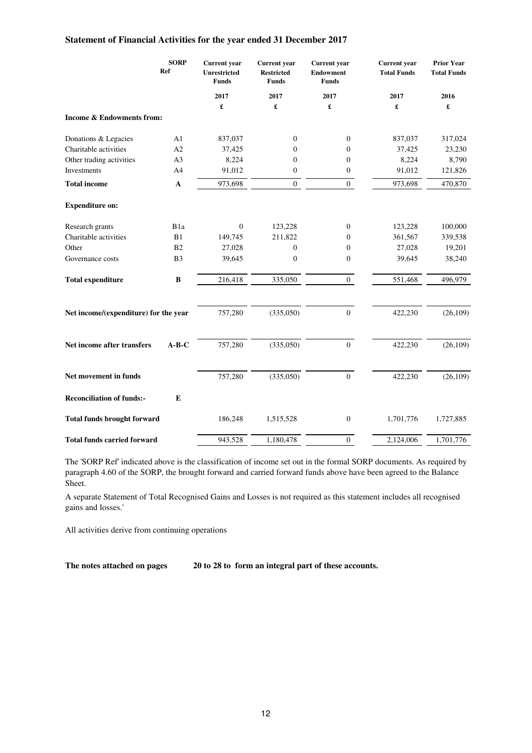## Statement of Financial Activities for the year ended 31 December 2017

| | SORP Ref | Current year Unrestricted Funds | Current year Restricted Funds | Current year Endowment Funds | Current year Total Funds | Prior Year Total Funds |
|---|---|---|---|---|---|---|
| | | 2017 | 2017 | 2017 | 2017 | 2016 |
| | | £ | £ | £ | £ | £ |
| **Income & Endowments from:** | | | | | | |
| Donations & Legacies | A1 | 837,037 | 0 | 0 | 837,037 | 317,024 |
| Charitable activities | A2 | 37,425 | 0 | 0 | 37,425 | 23,230 |
| Other trading activities | A3 | 8,224 | 0 | 0 | 8,224 | 8,790 |
| Investments | A4 | 91,012 | 0 | 0 | 91,012 | 121,826 |
| **Total income** | **A** | 973,698 | 0 | 0 | 973,698 | 470,870 |
| **Expenditure on:** | | | | | | |
| Research grants | B1a | 0 | 123,228 | 0 | 123,228 | 100,000 |
| Charitable activities | B1 | 149,745 | 211,822 | 0 | 361,567 | 339,538 |
| Other | B2 | 27,028 | 0 | 0 | 27,028 | 19,201 |
| Governance costs | B3 | 39,645 | 0 | 0 | 39,645 | 38,240 |
| **Total expenditure** | **B** | 216,418 | 335,050 | 0 | 551,468 | 496,979 |
| **Net income/(expenditure) for the year** | | 757,280 | (335,050) | 0 | 422,230 | (26,109) |
| **Net income after transfers** | **A-B-C** | 757,280 | (335,050) | 0 | 422,230 | (26,109) |
| **Net movement in funds** | | 757,280 | (335,050) | 0 | 422,230 | (26,109) |
| **Reconciliation of funds:-** | **E** | | | | | |
| **Total funds brought forward** | | 186,248 | 1,515,528 | 0 | 1,701,776 | 1,727,885 |
| **Total funds carried forward** | | 943,528 | 1,180,478 | 0 | 2,124,006 | 1,701,776 |

The 'SORP Ref' indicated above is the classification of income set out in the formal SORP documents. As required by paragraph 4.60 of the SORP, the brought forward and carried forward funds above have been agreed to the Balance Sheet.

A separate Statement of Total Recognised Gains and Losses is not required as this statement includes all recognised gains and losses.'

All activities derive from continuing operations

**The notes attached on pages 20 to 28 to form an integral part of these accounts.**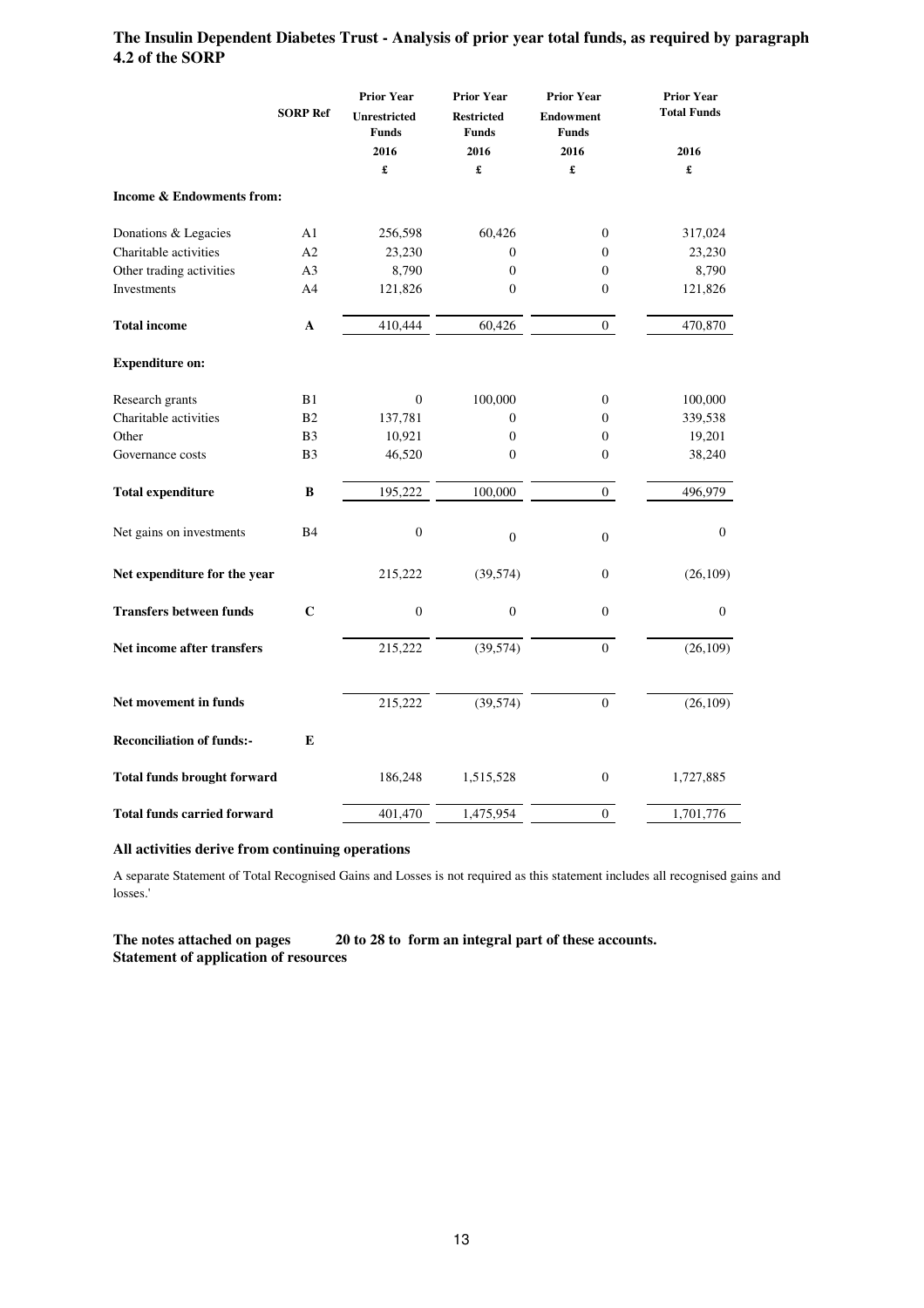**The Insulin Dependent Diabetes Trust - Analysis of prior year total funds, as required by paragraph 4.2 of the SORP**

| | SORP Ref | Prior Year Unrestricted Funds 2016 £ | Prior Year Restricted Funds 2016 £ | Prior Year Endowment Funds 2016 £ | Prior Year Total Funds 2016 £ |
|---|---|---|---|---|---|
| **Income & Endowments from:** | | | | | |
| Donations & Legacies | A1 | 256,598 | 60,426 | 0 | 317,024 |
| Charitable activities | A2 | 23,230 | 0 | 0 | 23,230 |
| Other trading activities | A3 | 8,790 | 0 | 0 | 8,790 |
| Investments | A4 | 121,826 | 0 | 0 | 121,826 |
| **Total income** | **A** | 410,444 | 60,426 | 0 | 470,870 |
| **Expenditure on:** | | | | | |
| Research grants | B1 | 0 | 100,000 | 0 | 100,000 |
| Charitable activities | B2 | 137,781 | 0 | 0 | 339,538 |
| Other | B3 | 10,921 | 0 | 0 | 19,201 |
| Governance costs | B3 | 46,520 | 0 | 0 | 38,240 |
| **Total expenditure** | **B** | 195,222 | 100,000 | 0 | 496,979 |
| Net gains on investments | B4 | 0 | 0 | 0 | 0 |
| **Net expenditure for the year** | | 215,222 | (39,574) | 0 | (26,109) |
| **Transfers between funds** | **C** | 0 | 0 | 0 | 0 |
| **Net income after transfers** | | 215,222 | (39,574) | 0 | (26,109) |
| **Net movement in funds** | | 215,222 | (39,574) | 0 | (26,109) |
| **Reconciliation of funds:-** | **E** | | | | |
| **Total funds brought forward** | | 186,248 | 1,515,528 | 0 | 1,727,885 |
| **Total funds carried forward** | | 401,470 | 1,475,954 | 0 | 1,701,776 |

**All activities derive from continuing operations**

A separate Statement of Total Recognised Gains and Losses is not required as this statement includes all recognised gains and losses.'

**The notes attached on pages 20 to 28 to form an integral part of these accounts.**
**Statement of application of resources**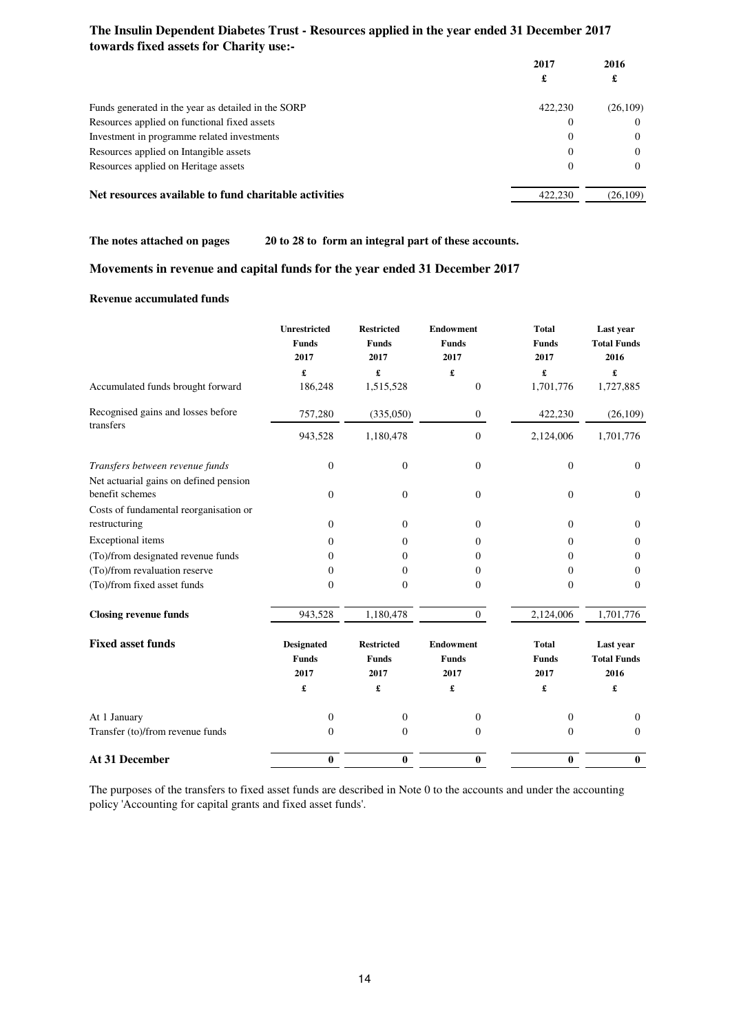**The Insulin Dependent Diabetes Trust - Resources applied in the year ended 31 December 2017 towards fixed assets for Charity use:-**

| | 2017 | 2016 |
|---|---|---|
| | £ | £ |
| Funds generated in the year as detailed in the SORP | 422,230 | (26,109) |
| Resources applied on functional fixed assets | 0 | 0 |
| Investment in programme related investments | 0 | 0 |
| Resources applied on Intangible assets | 0 | 0 |
| Resources applied on Heritage assets | 0 | 0 |
| **Net resources available to fund charitable activities** | 422,230 | (26,109) |

**The notes attached on pages 20 to 28 to form an integral part of these accounts.**

## Movements in revenue and capital funds for the year ended 31 December 2017

**Revenue accumulated funds**

| | Unrestricted Funds 2017 | Restricted Funds 2017 | Endowment Funds 2017 | Total Funds 2017 | Last year Total Funds 2016 |
|---|---|---|---|---|---|
| | £ | £ | £ | £ | £ |
| Accumulated funds brought forward | 186,248 | 1,515,528 | 0 | 1,701,776 | 1,727,885 |
| Recognised gains and losses before transfers | 757,280 | (335,050) | 0 | 422,230 | (26,109) |
| | 943,528 | 1,180,478 | 0 | 2,124,006 | 1,701,776 |
| *Transfers between revenue funds* | 0 | 0 | 0 | 0 | 0 |
| Net actuarial gains on defined pension benefit schemes | 0 | 0 | 0 | 0 | 0 |
| Costs of fundamental reorganisation or restructuring | 0 | 0 | 0 | 0 | 0 |
| Exceptional items | 0 | 0 | 0 | 0 | 0 |
| (To)/from designated revenue funds | 0 | 0 | 0 | 0 | 0 |
| (To)/from revaluation reserve | 0 | 0 | 0 | 0 | 0 |
| (To)/from fixed asset funds | 0 | 0 | 0 | 0 | 0 |
| **Closing revenue funds** | 943,528 | 1,180,478 | 0 | 2,124,006 | 1,701,776 |

| **Fixed asset funds** | Designated Funds 2017 | Restricted Funds 2017 | Endowment Funds 2017 | Total Funds 2017 | Last year Total Funds 2016 |
|---|---|---|---|---|---|
| | £ | £ | £ | £ | £ |
| At 1 January | 0 | 0 | 0 | 0 | 0 |
| Transfer (to)/from revenue funds | 0 | 0 | 0 | 0 | 0 |
| **At 31 December** | **0** | **0** | **0** | **0** | **0** |

The purposes of the transfers to fixed asset funds are described in Note 0 to the accounts and under the accounting policy 'Accounting for capital grants and fixed asset funds'.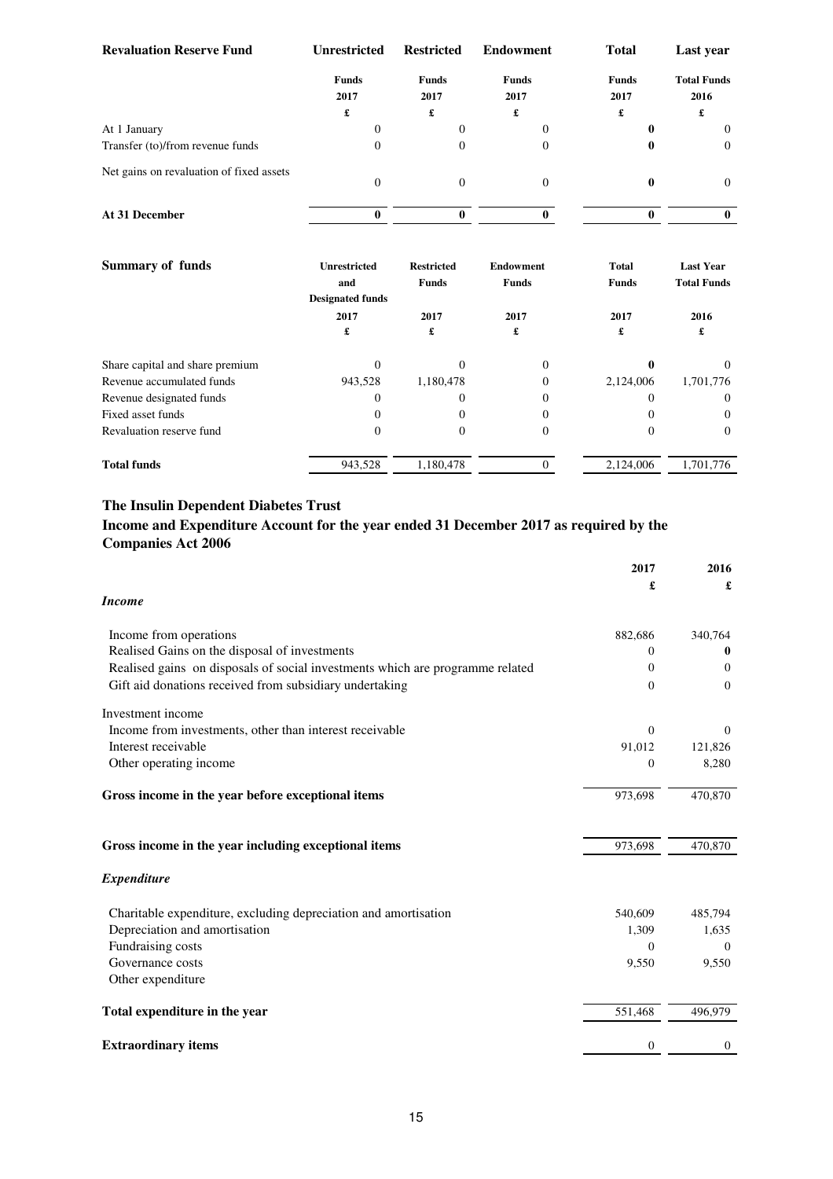| Revaluation Reserve Fund | Unrestricted | Restricted | Endowment | Total | Last year |
|---|---|---|---|---|---|
| | Funds | Funds | Funds | Funds | Total Funds |
| | 2017 | 2017 | 2017 | 2017 | 2016 |
| | £ | £ | £ | £ | £ |
| At 1 January | 0 | 0 | 0 | **0** | 0 |
| Transfer (to)/from revenue funds | 0 | 0 | 0 | **0** | 0 |
| Net gains on revaluation of fixed assets | 0 | 0 | 0 | **0** | 0 |
| **At 31 December** | **0** | **0** | **0** | **0** | **0** |

| Summary of funds | Unrestricted and Designated funds | Restricted Funds | Endowment Funds | Total Funds | Last Year Total Funds |
|---|---|---|---|---|---|
| | 2017 | 2017 | 2017 | 2017 | 2016 |
| | £ | £ | £ | £ | £ |
| Share capital and share premium | 0 | 0 | 0 | **0** | 0 |
| Revenue accumulated funds | 943,528 | 1,180,478 | 0 | 2,124,006 | 1,701,776 |
| Revenue designated funds | 0 | 0 | 0 | 0 | 0 |
| Fixed asset funds | 0 | 0 | 0 | 0 | 0 |
| Revaluation reserve fund | 0 | 0 | 0 | 0 | 0 |
| **Total funds** | 943,528 | 1,180,478 | 0 | 2,124,006 | 1,701,776 |

## The Insulin Dependent Diabetes Trust

## Income and Expenditure Account for the year ended 31 December 2017 as required by the Companies Act 2006

| | 2017 | 2016 |
|---|---|---|
| | £ | £ |
| ***Income*** | | |
| Income from operations | 882,686 | 340,764 |
| Realised Gains on the disposal of investments | 0 | **0** |
| Realised gains on disposals of social investments which are programme related | 0 | 0 |
| Gift aid donations received from subsidiary undertaking | 0 | 0 |
| Investment income | | |
| Income from investments, other than interest receivable | 0 | 0 |
| Interest receivable | 91,012 | 121,826 |
| Other operating income | 0 | 8,280 |
| **Gross income in the year before exceptional items** | 973,698 | 470,870 |
| **Gross income in the year including exceptional items** | 973,698 | 470,870 |
| ***Expenditure*** | | |
| Charitable expenditure, excluding depreciation and amortisation | 540,609 | 485,794 |
| Depreciation and amortisation | 1,309 | 1,635 |
| Fundraising costs | 0 | 0 |
| Governance costs | 9,550 | 9,550 |
| Other expenditure | | |
| **Total expenditure in the year** | 551,468 | 496,979 |
| **Extraordinary items** | 0 | 0 |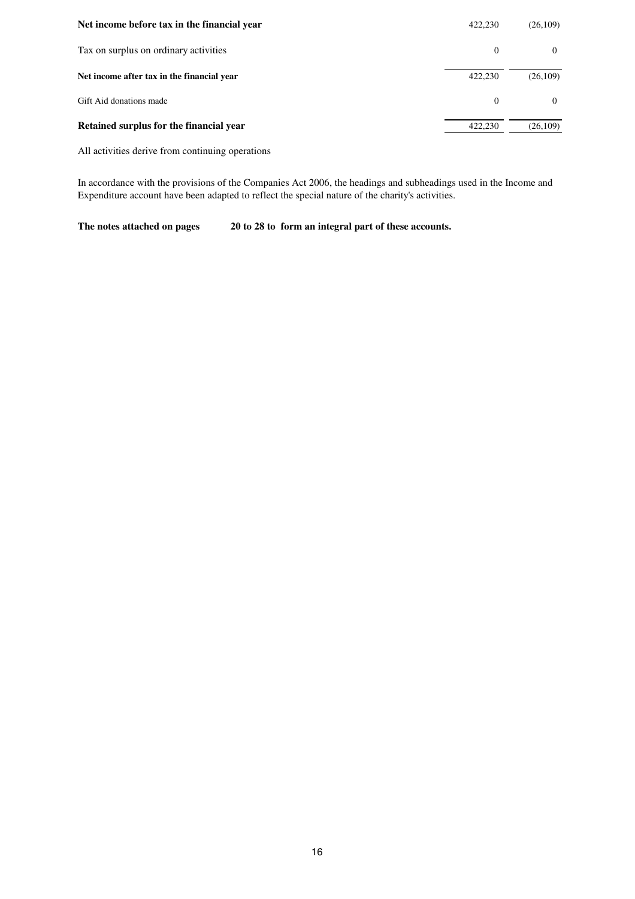| | | |
|---|---|---|
| **Net income before tax in the financial year** | 422,230 | (26,109) |
| Tax on surplus on ordinary activities | 0 | 0 |
| **Net income after tax in the financial year** | 422,230 | (26,109) |
| Gift Aid donations made | 0 | 0 |
| **Retained surplus for the financial year** | 422,230 | (26,109) |

All activities derive from continuing operations

In accordance with the provisions of the Companies Act 2006, the headings and subheadings used in the Income and Expenditure account have been adapted to reflect the special nature of the charity's activities.

**The notes attached on pages 20 to 28 to form an integral part of these accounts.**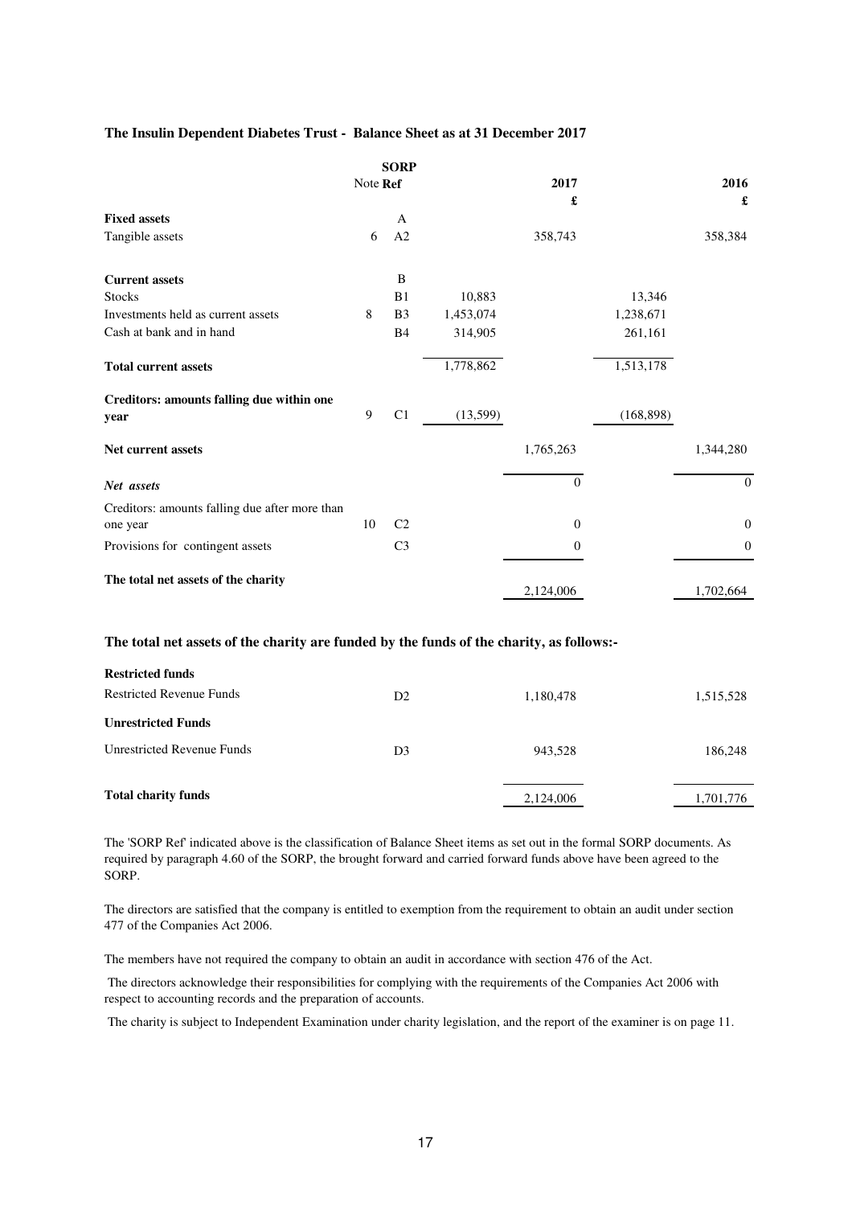**The Insulin Dependent Diabetes Trust - Balance Sheet as at 31 December 2017**

| | Note | SORP Ref | | 2017 £ | | 2016 £ |
|---|---|---|---|---|---|---|
| **Fixed assets** | | A | | | | |
| Tangible assets | 6 | A2 | | 358,743 | | 358,384 |
| **Current assets** | | B | | | | |
| Stocks | | B1 | 10,883 | | 13,346 | |
| Investments held as current assets | 8 | B3 | 1,453,074 | | 1,238,671 | |
| Cash at bank and in hand | | B4 | 314,905 | | 261,161 | |
| **Total current assets** | | | 1,778,862 | | 1,513,178 | |
| **Creditors: amounts falling due within one year** | 9 | C1 | (13,599) | | (168,898) | |
| **Net current assets** | | | | 1,765,263 | | 1,344,280 |
| ***Net assets*** | | | | 0 | | 0 |
| Creditors: amounts falling due after more than one year | 10 | C2 | | 0 | | 0 |
| Provisions for contingent assets | | C3 | | 0 | | 0 |
| **The total net assets of the charity** | | | | 2,124,006 | | 1,702,664 |

**The total net assets of the charity are funded by the funds of the charity, as follows:-**

| | SORP Ref | 2017 £ | 2016 £ |
|---|---|---|---|
| **Restricted funds** | | | |
| Restricted Revenue Funds | D2 | 1,180,478 | 1,515,528 |
| **Unrestricted Funds** | | | |
| Unrestricted Revenue Funds | D3 | 943,528 | 186,248 |
| **Total charity funds** | | 2,124,006 | 1,701,776 |

The 'SORP Ref' indicated above is the classification of Balance Sheet items as set out in the formal SORP documents. As required by paragraph 4.60 of the SORP, the brought forward and carried forward funds above have been agreed to the SORP.

The directors are satisfied that the company is entitled to exemption from the requirement to obtain an audit under section 477 of the Companies Act 2006.

The members have not required the company to obtain an audit in accordance with section 476 of the Act.

The directors acknowledge their responsibilities for complying with the requirements of the Companies Act 2006 with respect to accounting records and the preparation of accounts.

The charity is subject to Independent Examination under charity legislation, and the report of the examiner is on page 11.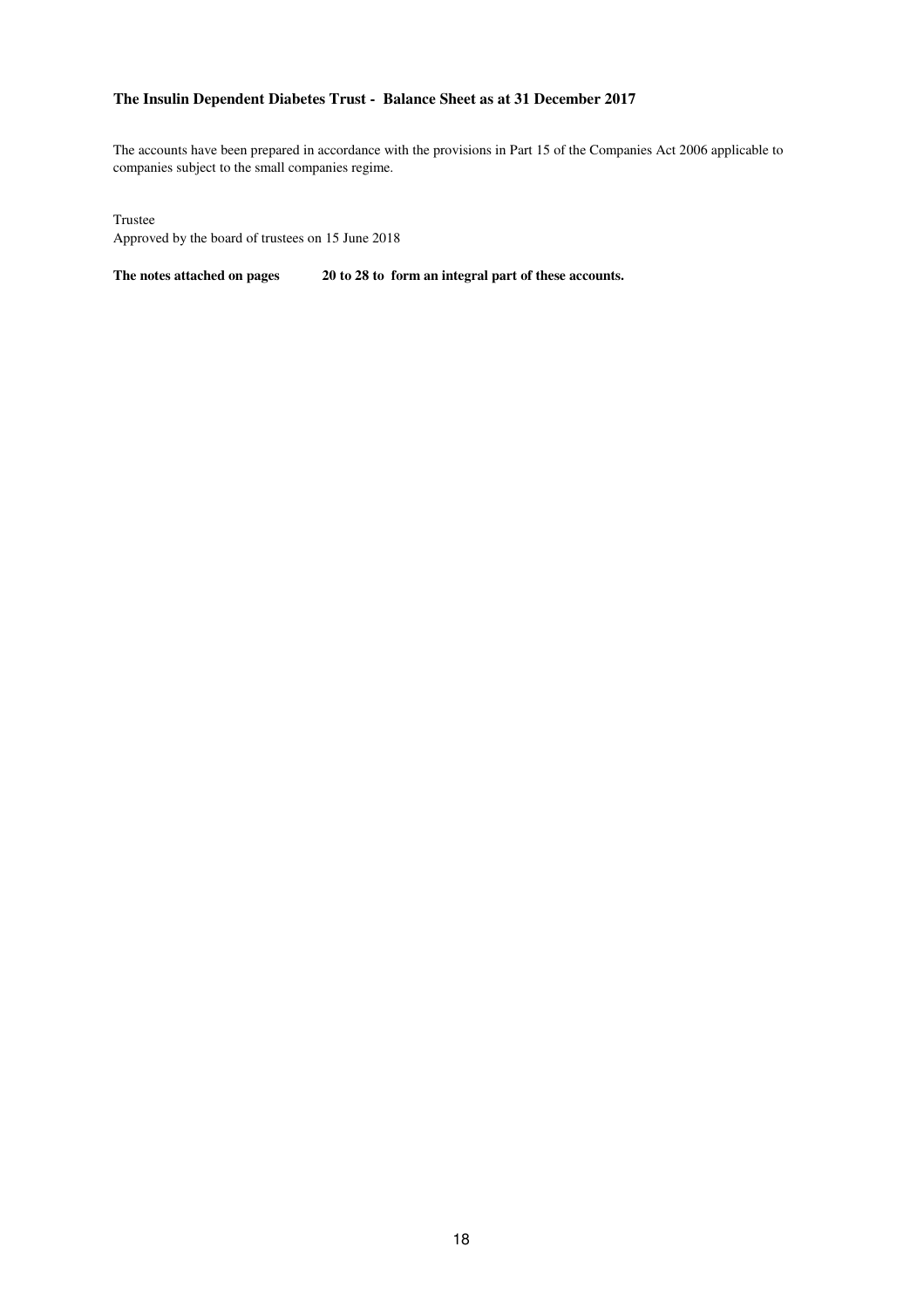**The Insulin Dependent Diabetes Trust - Balance Sheet as at 31 December 2017**

The accounts have been prepared in accordance with the provisions in Part 15 of the Companies Act 2006 applicable to companies subject to the small companies regime.

Trustee

Approved by the board of trustees on 15 June 2018

**The notes attached on pages 20 to 28 to form an integral part of these accounts.**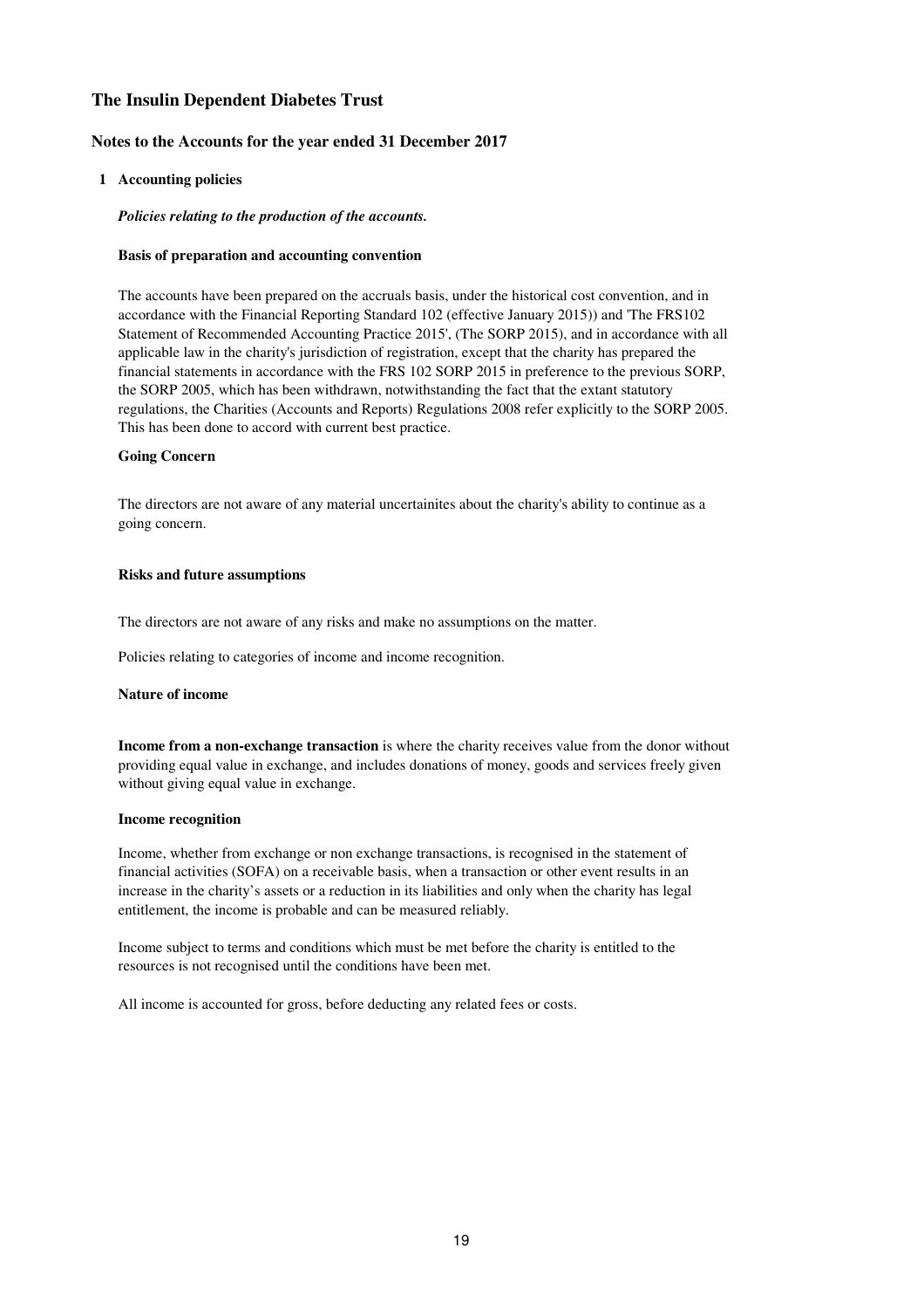# The Insulin Dependent Diabetes Trust

## Notes to the Accounts for the year ended 31 December 2017

### 1 Accounting policies

***Policies relating to the production of the accounts.***

**Basis of preparation and accounting convention**

The accounts have been prepared on the accruals basis, under the historical cost convention, and in accordance with the Financial Reporting Standard 102 (effective January 2015)) and 'The FRS102 Statement of Recommended Accounting Practice 2015', (The SORP 2015), and in accordance with all applicable law in the charity's jurisdiction of registration, except that the charity has prepared the financial statements in accordance with the FRS 102 SORP 2015 in preference to the previous SORP, the SORP 2005, which has been withdrawn, notwithstanding the fact that the extant statutory regulations, the Charities (Accounts and Reports) Regulations 2008 refer explicitly to the SORP 2005. This has been done to accord with current best practice.

**Going Concern**

The directors are not aware of any material uncertainites about the charity's ability to continue as a going concern.

**Risks and future assumptions**

The directors are not aware of any risks and make no assumptions on the matter.

Policies relating to categories of income and income recognition.

**Nature of income**

**Income from a non-exchange transaction** is where the charity receives value from the donor without providing equal value in exchange, and includes donations of money, goods and services freely given without giving equal value in exchange.

**Income recognition**

Income, whether from exchange or non exchange transactions, is recognised in the statement of financial activities (SOFA) on a receivable basis, when a transaction or other event results in an increase in the charity's assets or a reduction in its liabilities and only when the charity has legal entitlement, the income is probable and can be measured reliably.

Income subject to terms and conditions which must be met before the charity is entitled to the resources is not recognised until the conditions have been met.

All income is accounted for gross, before deducting any related fees or costs.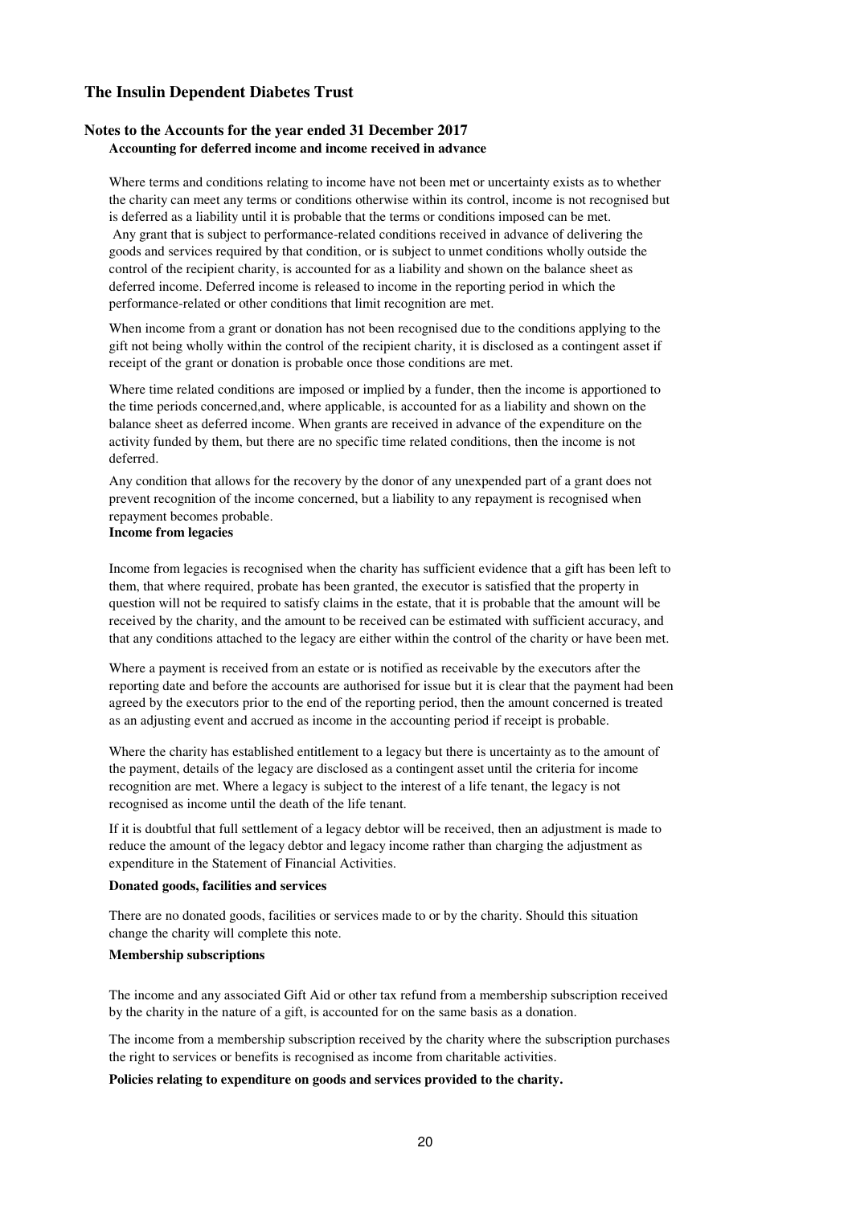## The Insulin Dependent Diabetes Trust

### Notes to the Accounts for the year ended 31 December 2017

**Accounting for deferred income and income received in advance**

Where terms and conditions relating to income have not been met or uncertainty exists as to whether the charity can meet any terms or conditions otherwise within its control, income is not recognised but is deferred as a liability until it is probable that the terms or conditions imposed can be met. Any grant that is subject to performance-related conditions received in advance of delivering the goods and services required by that condition, or is subject to unmet conditions wholly outside the control of the recipient charity, is accounted for as a liability and shown on the balance sheet as deferred income. Deferred income is released to income in the reporting period in which the performance-related or other conditions that limit recognition are met.

When income from a grant or donation has not been recognised due to the conditions applying to the gift not being wholly within the control of the recipient charity, it is disclosed as a contingent asset if receipt of the grant or donation is probable once those conditions are met.

Where time related conditions are imposed or implied by a funder, then the income is apportioned to the time periods concerned,and, where applicable, is accounted for as a liability and shown on the balance sheet as deferred income. When grants are received in advance of the expenditure on the activity funded by them, but there are no specific time related conditions, then the income is not deferred.

Any condition that allows for the recovery by the donor of any unexpended part of a grant does not prevent recognition of the income concerned, but a liability to any repayment is recognised when repayment becomes probable.

**Income from legacies**

Income from legacies is recognised when the charity has sufficient evidence that a gift has been left to them, that where required, probate has been granted, the executor is satisfied that the property in question will not be required to satisfy claims in the estate, that it is probable that the amount will be received by the charity, and the amount to be received can be estimated with sufficient accuracy, and that any conditions attached to the legacy are either within the control of the charity or have been met.

Where a payment is received from an estate or is notified as receivable by the executors after the reporting date and before the accounts are authorised for issue but it is clear that the payment had been agreed by the executors prior to the end of the reporting period, then the amount concerned is treated as an adjusting event and accrued as income in the accounting period if receipt is probable.

Where the charity has established entitlement to a legacy but there is uncertainty as to the amount of the payment, details of the legacy are disclosed as a contingent asset until the criteria for income recognition are met. Where a legacy is subject to the interest of a life tenant, the legacy is not recognised as income until the death of the life tenant.

If it is doubtful that full settlement of a legacy debtor will be received, then an adjustment is made to reduce the amount of the legacy debtor and legacy income rather than charging the adjustment as expenditure in the Statement of Financial Activities.

**Donated goods, facilities and services**

There are no donated goods, facilities or services made to or by the charity. Should this situation change the charity will complete this note.

**Membership subscriptions**

The income and any associated Gift Aid or other tax refund from a membership subscription received by the charity in the nature of a gift, is accounted for on the same basis as a donation.

The income from a membership subscription received by the charity where the subscription purchases the right to services or benefits is recognised as income from charitable activities.

**Policies relating to expenditure on goods and services provided to the charity.**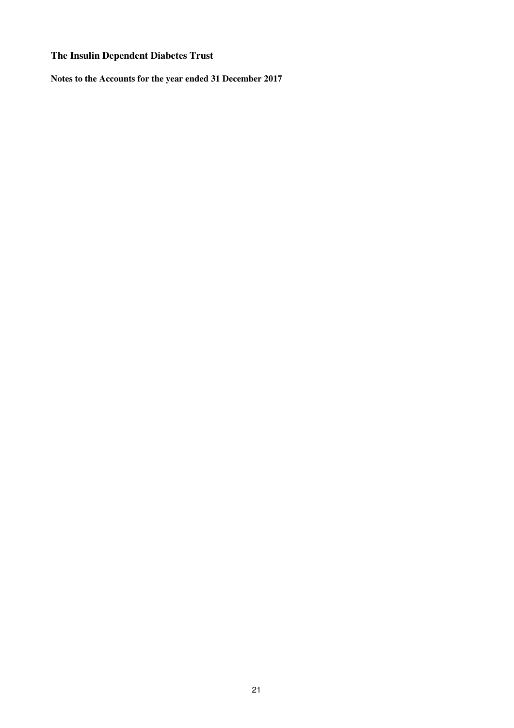**The Insulin Dependent Diabetes Trust**

**Notes to the Accounts for the year ended 31 December 2017**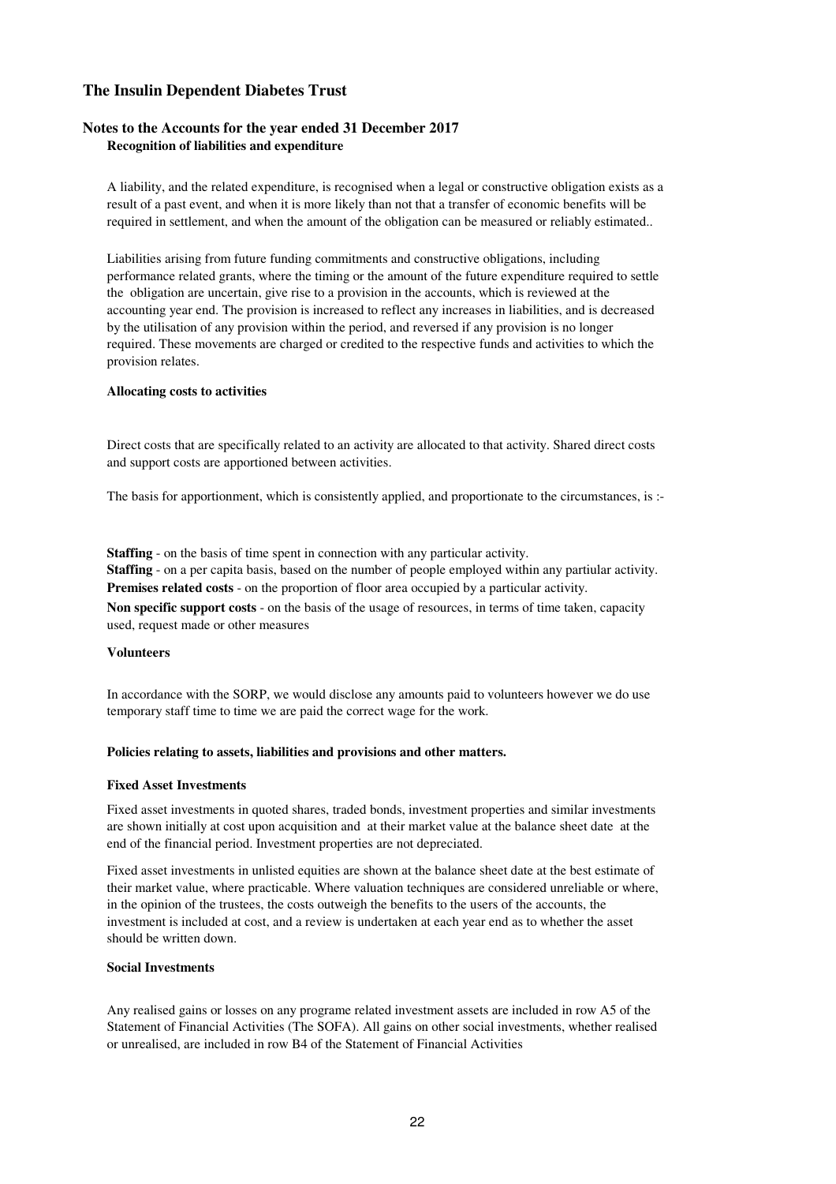# The Insulin Dependent Diabetes Trust

## Notes to the Accounts for the year ended 31 December 2017

### Recognition of liabilities and expenditure

A liability, and the related expenditure, is recognised when a legal or constructive obligation exists as a result of a past event, and when it is more likely than not that a transfer of economic benefits will be required in settlement, and when the amount of the obligation can be measured or reliably estimated..

Liabilities arising from future funding commitments and constructive obligations, including performance related grants, where the timing or the amount of the future expenditure required to settle the obligation are uncertain, give rise to a provision in the accounts, which is reviewed at the accounting year end. The provision is increased to reflect any increases in liabilities, and is decreased by the utilisation of any provision within the period, and reversed if any provision is no longer required. These movements are charged or credited to the respective funds and activities to which the provision relates.

### Allocating costs to activities

Direct costs that are specifically related to an activity are allocated to that activity. Shared direct costs and support costs are apportioned between activities.

The basis for apportionment, which is consistently applied, and proportionate to the circumstances, is :-

**Staffing** - on the basis of time spent in connection with any particular activity.
**Staffing** - on a per capita basis, based on the number of people employed within any partiular activity.
**Premises related costs** - on the proportion of floor area occupied by a particular activity.
**Non specific support costs** - on the basis of the usage of resources, in terms of time taken, capacity used, request made or other measures

### Volunteers

In accordance with the SORP, we would disclose any amounts paid to volunteers however we do use temporary staff time to time we are paid the correct wage for the work.

### Policies relating to assets, liabilities and provisions and other matters.

### Fixed Asset Investments

Fixed asset investments in quoted shares, traded bonds, investment properties and similar investments are shown initially at cost upon acquisition and at their market value at the balance sheet date at the end of the financial period. Investment properties are not depreciated.

Fixed asset investments in unlisted equities are shown at the balance sheet date at the best estimate of their market value, where practicable. Where valuation techniques are considered unreliable or where, in the opinion of the trustees, the costs outweigh the benefits to the users of the accounts, the investment is included at cost, and a review is undertaken at each year end as to whether the asset should be written down.

### Social Investments

Any realised gains or losses on any programe related investment assets are included in row A5 of the Statement of Financial Activities (The SOFA). All gains on other social investments, whether realised or unrealised, are included in row B4 of the Statement of Financial Activities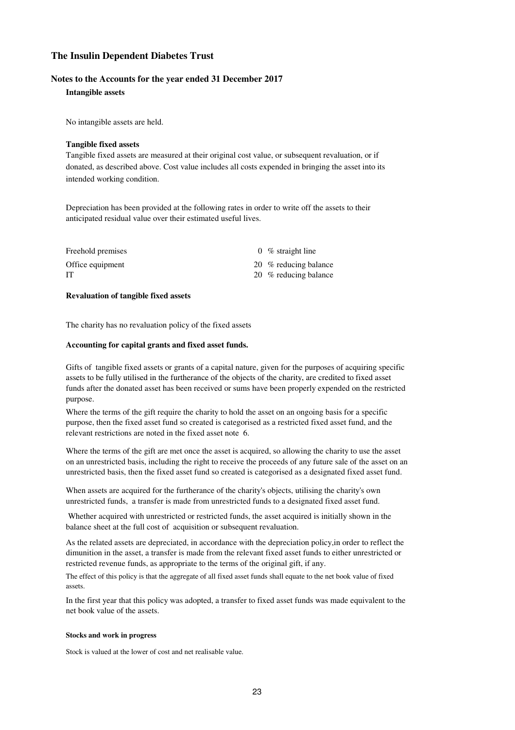# The Insulin Dependent Diabetes Trust

## Notes to the Accounts for the year ended 31 December 2017

### Intangible assets

No intangible assets are held.

### Tangible fixed assets

Tangible fixed assets are measured at their original cost value, or subsequent revaluation, or if donated, as described above. Cost value includes all costs expended in bringing the asset into its intended working condition.

Depreciation has been provided at the following rates in order to write off the assets to their anticipated residual value over their estimated useful lives.

| | |
|---|---|
| Freehold premises | 0 % straight line |
| Office equipment | 20 % reducing balance |
| IT | 20 % reducing balance |

### Revaluation of tangible fixed assets

The charity has no revaluation policy of the fixed assets

### Accounting for capital grants and fixed asset funds.

Gifts of tangible fixed assets or grants of a capital nature, given for the purposes of acquiring specific assets to be fully utilised in the furtherance of the objects of the charity, are credited to fixed asset funds after the donated asset has been received or sums have been properly expended on the restricted purpose.

Where the terms of the gift require the charity to hold the asset on an ongoing basis for a specific purpose, then the fixed asset fund so created is categorised as a restricted fixed asset fund, and the relevant restrictions are noted in the fixed asset note 6.

Where the terms of the gift are met once the asset is acquired, so allowing the charity to use the asset on an unrestricted basis, including the right to receive the proceeds of any future sale of the asset on an unrestricted basis, then the fixed asset fund so created is categorised as a designated fixed asset fund.

When assets are acquired for the furtherance of the charity's objects, utilising the charity's own unrestricted funds, a transfer is made from unrestricted funds to a designated fixed asset fund.

Whether acquired with unrestricted or restricted funds, the asset acquired is initially shown in the balance sheet at the full cost of acquisition or subsequent revaluation.

As the related assets are depreciated, in accordance with the depreciation policy,in order to reflect the dimunition in the asset, a transfer is made from the relevant fixed asset funds to either unrestricted or restricted revenue funds, as appropriate to the terms of the original gift, if any.

The effect of this policy is that the aggregate of all fixed asset funds shall equate to the net book value of fixed assets.

In the first year that this policy was adopted, a transfer to fixed asset funds was made equivalent to the net book value of the assets.

#### Stocks and work in progress

Stock is valued at the lower of cost and net realisable value.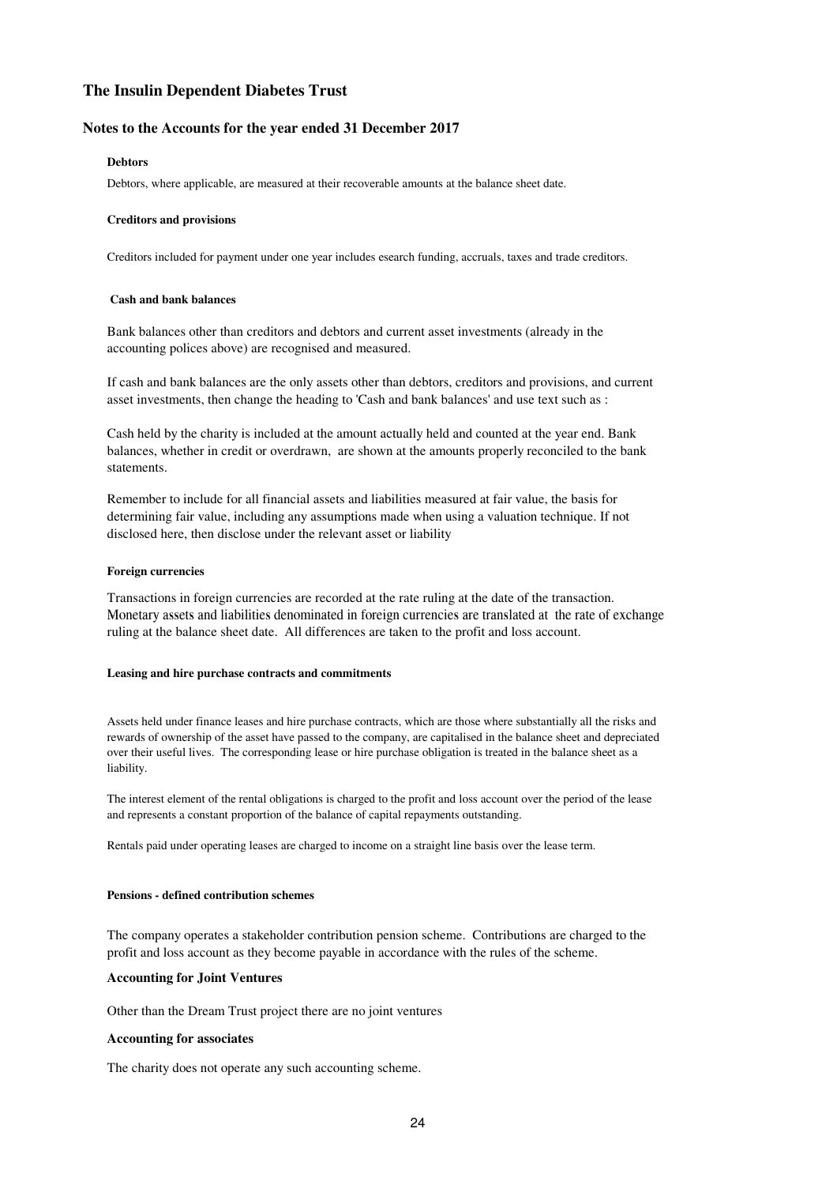# The Insulin Dependent Diabetes Trust

## Notes to the Accounts for the year ended 31 December 2017

#### Debtors

Debtors, where applicable, are measured at their recoverable amounts at the balance sheet date.

#### Creditors and provisions

Creditors included for payment under one year includes esearch funding, accruals, taxes and trade creditors.

#### Cash and bank balances

Bank balances other than creditors and debtors and current asset investments (already in the accounting polices above) are recognised and measured.

If cash and bank balances are the only assets other than debtors, creditors and provisions, and current asset investments, then change the heading to 'Cash and bank balances' and use text such as :

Cash held by the charity is included at the amount actually held and counted at the year end. Bank balances, whether in credit or overdrawn, are shown at the amounts properly reconciled to the bank statements.

Remember to include for all financial assets and liabilities measured at fair value, the basis for determining fair value, including any assumptions made when using a valuation technique. If not disclosed here, then disclose under the relevant asset or liability

#### Foreign currencies

Transactions in foreign currencies are recorded at the rate ruling at the date of the transaction. Monetary assets and liabilities denominated in foreign currencies are translated at the rate of exchange ruling at the balance sheet date. All differences are taken to the profit and loss account.

#### Leasing and hire purchase contracts and commitments

Assets held under finance leases and hire purchase contracts, which are those where substantially all the risks and rewards of ownership of the asset have passed to the company, are capitalised in the balance sheet and depreciated over their useful lives. The corresponding lease or hire purchase obligation is treated in the balance sheet as a liability.

The interest element of the rental obligations is charged to the profit and loss account over the period of the lease and represents a constant proportion of the balance of capital repayments outstanding.

Rentals paid under operating leases are charged to income on a straight line basis over the lease term.

#### Pensions - defined contribution schemes

The company operates a stakeholder contribution pension scheme. Contributions are charged to the profit and loss account as they become payable in accordance with the rules of the scheme.

#### Accounting for Joint Ventures

Other than the Dream Trust project there are no joint ventures

#### Accounting for associates

The charity does not operate any such accounting scheme.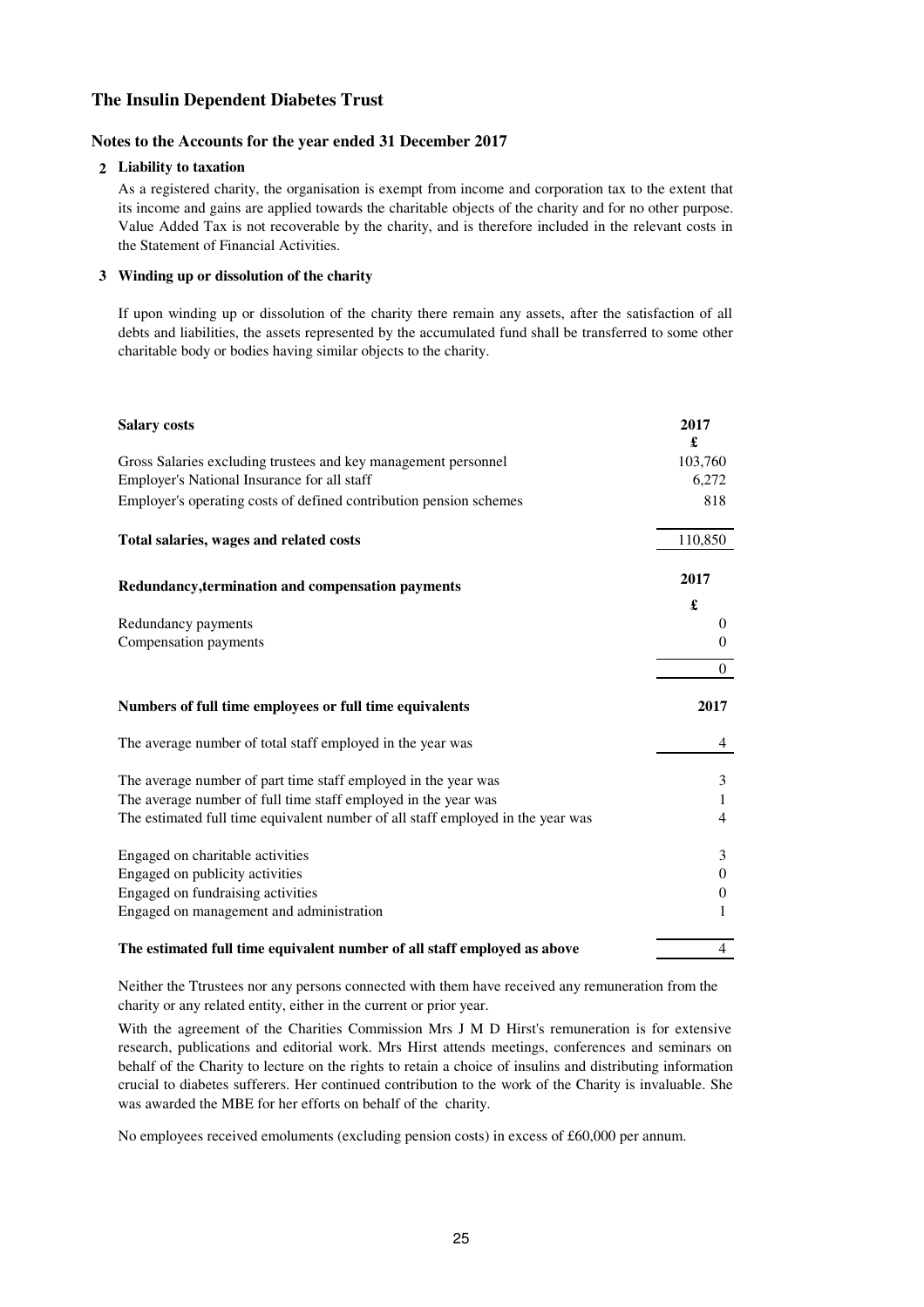## The Insulin Dependent Diabetes Trust

### Notes to the Accounts for the year ended 31 December 2017

**2 Liability to taxation**

As a registered charity, the organisation is exempt from income and corporation tax to the extent that its income and gains are applied towards the charitable objects of the charity and for no other purpose. Value Added Tax is not recoverable by the charity, and is therefore included in the relevant costs in the Statement of Financial Activities.

**3 Winding up or dissolution of the charity**

If upon winding up or dissolution of the charity there remain any assets, after the satisfaction of all debts and liabilities, the assets represented by the accumulated fund shall be transferred to some other charitable body or bodies having similar objects to the charity.

| **Salary costs** | **2017** |
|---|---|
| | **£** |
| Gross Salaries excluding trustees and key management personnel | 103,760 |
| Employer's National Insurance for all staff | 6,272 |
| Employer's operating costs of defined contribution pension schemes | 818 |
| **Total salaries, wages and related costs** | 110,850 |

| **Redundancy,termination and compensation payments** | **2017** |
|---|---|
| | **£** |
| Redundancy payments | 0 |
| Compensation payments | 0 |
| | 0 |

| **Numbers of full time employees or full time equivalents** | **2017** |
|---|---|
| The average number of total staff employed in the year was | 4 |
| The average number of part time staff employed in the year was | 3 |
| The average number of full time staff employed in the year was | 1 |
| The estimated full time equivalent number of all staff employed in the year was | 4 |
| Engaged on charitable activities | 3 |
| Engaged on publicity activities | 0 |
| Engaged on fundraising activities | 0 |
| Engaged on management and administration | 1 |
| **The estimated full time equivalent number of all staff employed as above** | 4 |

Neither the Ttrustees nor any persons connected with them have received any remuneration from the charity or any related entity, either in the current or prior year.

With the agreement of the Charities Commission Mrs J M D Hirst's remuneration is for extensive research, publications and editorial work. Mrs Hirst attends meetings, conferences and seminars on behalf of the Charity to lecture on the rights to retain a choice of insulins and distributing information crucial to diabetes sufferers. Her continued contribution to the work of the Charity is invaluable. She was awarded the MBE for her efforts on behalf of the charity.

No employees received emoluments (excluding pension costs) in excess of £60,000 per annum.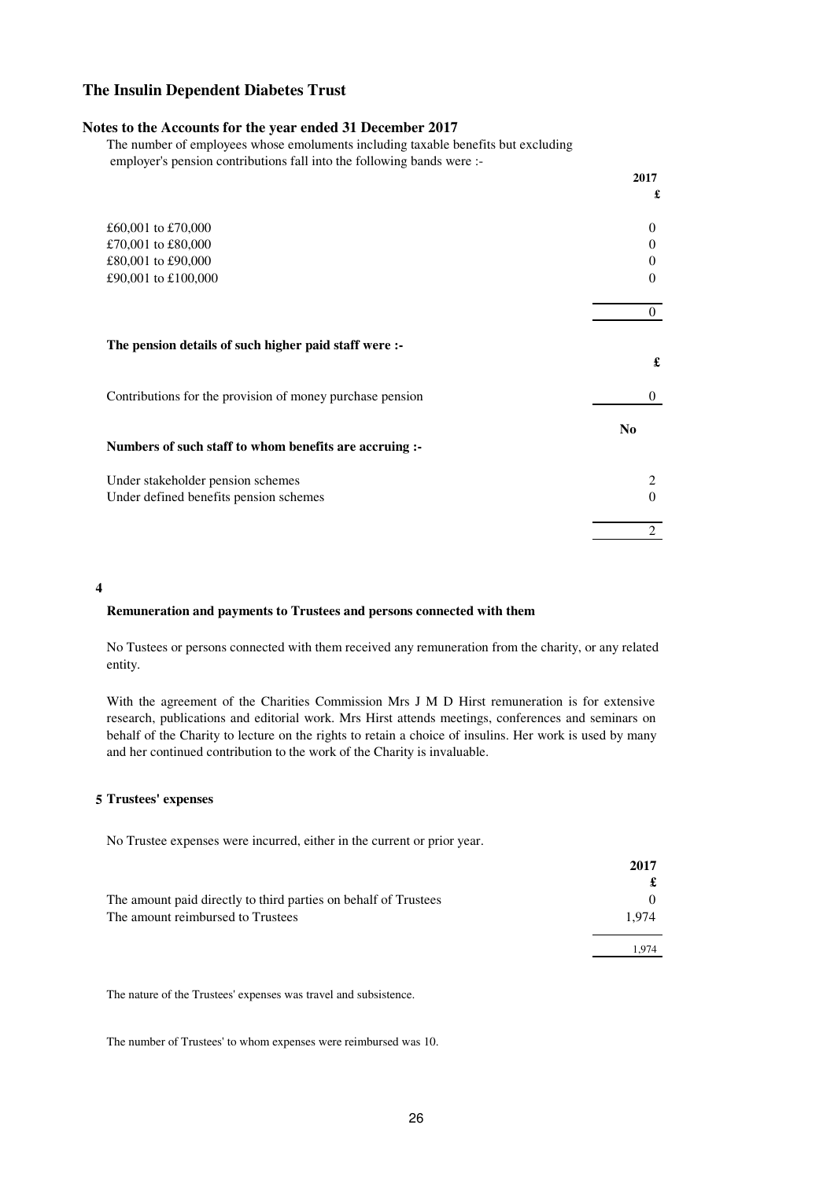## The Insulin Dependent Diabetes Trust

### Notes to the Accounts for the year ended 31 December 2017

The number of employees whose emoluments including taxable benefits but excluding employer's pension contributions fall into the following bands were :-

| | 2017 £ |
|---|---|
| £60,001 to £70,000 | 0 |
| £70,001 to £80,000 | 0 |
| £80,001 to £90,000 | 0 |
| £90,001 to £100,000 | 0 |
| | 0 |

**The pension details of such higher paid staff were :-**

| | £ |
|---|---|
| Contributions for the provision of money purchase pension | 0 |

**Numbers of such staff to whom benefits are accruing :-**

| | No |
|---|---|
| Under stakeholder pension schemes | 2 |
| Under defined benefits pension schemes | 0 |
| | 2 |

**4**

**Remuneration and payments to Trustees and persons connected with them**

No Tustees or persons connected with them received any remuneration from the charity, or any related entity.

With the agreement of the Charities Commission Mrs J M D Hirst remuneration is for extensive research, publications and editorial work. Mrs Hirst attends meetings, conferences and seminars on behalf of the Charity to lecture on the rights to retain a choice of insulins. Her work is used by many and her continued contribution to the work of the Charity is invaluable.

**5 Trustees' expenses**

No Trustee expenses were incurred, either in the current or prior year.

| | 2017 £ |
|---|---|
| The amount paid directly to third parties on behalf of Trustees | 0 |
| The amount reimbursed to Trustees | 1,974 |
| | 1,974 |

The nature of the Trustees' expenses was travel and subsistence.

The number of Trustees' to whom expenses were reimbursed was 10.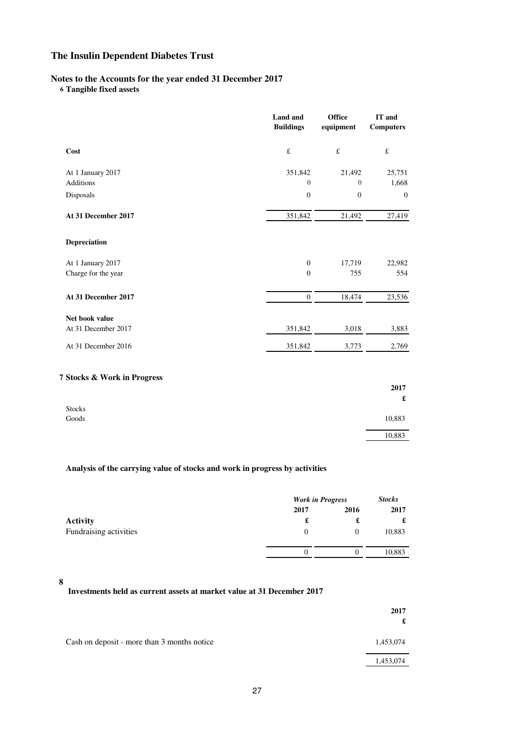# The Insulin Dependent Diabetes Trust

## Notes to the Accounts for the year ended 31 December 2017

### 6 Tangible fixed assets

| | Land and Buildings | Office equipment | IT and Computers |
|---|---|---|---|
| **Cost** | £ | £ | £ |
| At 1 January 2017 | 351,842 | 21,492 | 25,751 |
| Additions | 0 | 0 | 1,668 |
| Disposals | 0 | 0 | 0 |
| **At 31 December 2017** | 351,842 | 21,492 | 27,419 |
| **Depreciation** | | | |
| At 1 January 2017 | 0 | 17,719 | 22,982 |
| Charge for the year | 0 | 755 | 554 |
| **At 31 December 2017** | 0 | 18,474 | 23,536 |
| **Net book value** | | | |
| At 31 December 2017 | 351,842 | 3,018 | 3,883 |
| At 31 December 2016 | 351,842 | 3,773 | 2,769 |

### 7 Stocks & Work in Progress

| | 2017 |
|---|---|
| | £ |
| Stocks | |
| Goods | 10,883 |
| | 10,883 |

**Analysis of the carrying value of stocks and work in progress by activities**

| | *Work in Progress* | | *Stocks* |
|---|---|---|---|
| | 2017 | 2016 | 2017 |
| **Activity** | £ | £ | £ |
| Fundraising activities | 0 | 0 | 10,883 |
| | 0 | 0 | 10,883 |

### 8

**Investments held as current assets at market value at 31 December 2017**

| | 2017 |
|---|---|
| | £ |
| Cash on deposit - more than 3 months notice | 1,453,074 |
| | 1,453,074 |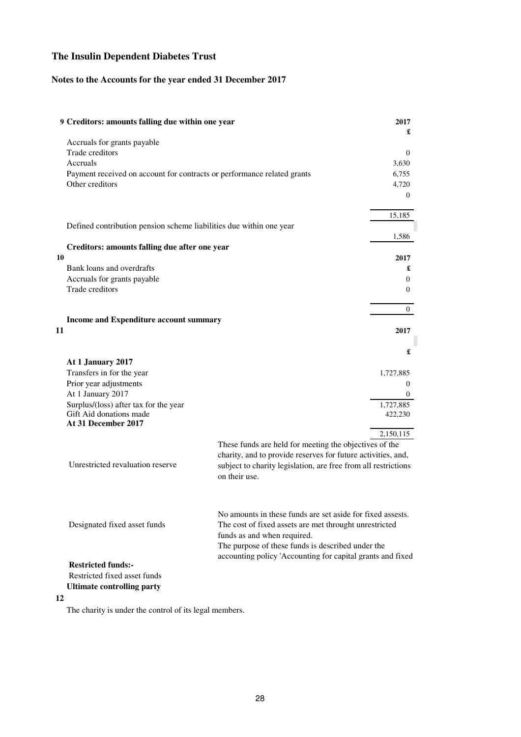# The Insulin Dependent Diabetes Trust

## Notes to the Accounts for the year ended 31 December 2017

| 9 Creditors: amounts falling due within one year | 2017 |
|---|---|
| | £ |
| Accruals for grants payable | |
| Trade creditors | 0 |
| Accruals | 3,630 |
| Payment received on account for contracts or performance related grants | 6,755 |
| Other creditors | 4,720 |
| | 0 |
| | 15,185 |
| Defined contribution pension scheme liabilities due within one year | |
| | 1,586 |

| 10 Creditors: amounts falling due after one year | 2017 |
|---|---|
| Bank loans and overdrafts | £ |
| Accruals for grants payable | 0 |
| Trade creditors | 0 |
| | 0 |

| 11 Income and Expenditure account summary | 2017 |
|---|---|
| | £ |
| **At 1 January 2017** | |
| Transfers in for the year | 1,727,885 |
| Prior year adjustments | 0 |
| At 1 January 2017 | 0 |
| Surplus/(loss) after tax for the year | 1,727,885 |
| Gift Aid donations made | 422,230 |
| **At 31 December 2017** | |
| | 2,150,115 |

Unrestricted revaluation reserve

These funds are held for meeting the objectives of the charity, and to provide reserves for future activities, and, subject to charity legislation, are free from all restrictions on their use.

Designated fixed asset funds

No amounts in these funds are set aside for fixed assests. The cost of fixed assets are met throught unrestricted funds as and when required.
The purpose of these funds is described under the accounting policy 'Accounting for capital grants and fixed

**Restricted funds:-**

Restricted fixed asset funds

**12 Ultimate controlling party**

The charity is under the control of its legal members.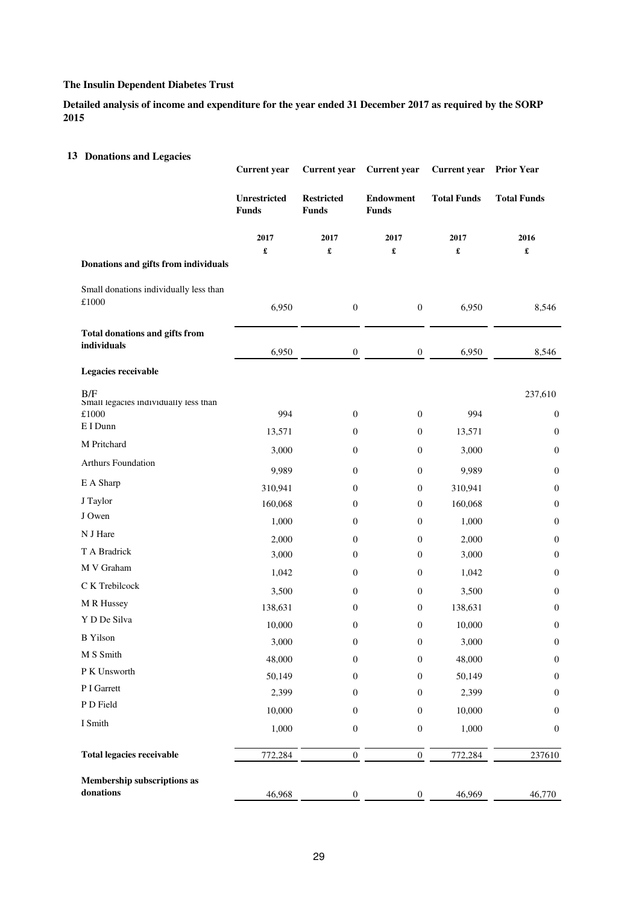**The Insulin Dependent Diabetes Trust**

**Detailed analysis of income and expenditure for the year ended 31 December 2017 as required by the SORP 2015**

## 13 Donations and Legacies

| | Current year | Current year | Current year | Current year | Prior Year |
|---|---|---|---|---|---|
| | **Unrestricted Funds** | **Restricted Funds** | **Endowment Funds** | **Total Funds** | **Total Funds** |
| | **2017** | **2017** | **2017** | **2017** | **2016** |
| | **£** | **£** | **£** | **£** | **£** |
| **Donations and gifts from individuals** | | | | | |
| Small donations individually less than £1000 | 6,950 | 0 | 0 | 6,950 | 8,546 |
| **Total donations and gifts from individuals** | 6,950 | 0 | 0 | 6,950 | 8,546 |
| **Legacies receivable** | | | | | |
| B/F | | | | | 237,610 |
| Small legacies individually less than £1000 | 994 | 0 | 0 | 994 | 0 |
| E I Dunn | 13,571 | 0 | 0 | 13,571 | 0 |
| M Pritchard | 3,000 | 0 | 0 | 3,000 | 0 |
| Arthurs Foundation | 9,989 | 0 | 0 | 9,989 | 0 |
| E A Sharp | 310,941 | 0 | 0 | 310,941 | 0 |
| J Taylor | 160,068 | 0 | 0 | 160,068 | 0 |
| J Owen | 1,000 | 0 | 0 | 1,000 | 0 |
| N J Hare | 2,000 | 0 | 0 | 2,000 | 0 |
| T A Bradrick | 3,000 | 0 | 0 | 3,000 | 0 |
| M V Graham | 1,042 | 0 | 0 | 1,042 | 0 |
| C K Trebilcock | 3,500 | 0 | 0 | 3,500 | 0 |
| M R Hussey | 138,631 | 0 | 0 | 138,631 | 0 |
| Y D De Silva | 10,000 | 0 | 0 | 10,000 | 0 |
| B Yilson | 3,000 | 0 | 0 | 3,000 | 0 |
| M S Smith | 48,000 | 0 | 0 | 48,000 | 0 |
| P K Unsworth | 50,149 | 0 | 0 | 50,149 | 0 |
| P I Garrett | 2,399 | 0 | 0 | 2,399 | 0 |
| P D Field | 10,000 | 0 | 0 | 10,000 | 0 |
| I Smith | 1,000 | 0 | 0 | 1,000 | 0 |
| **Total legacies receivable** | 772,284 | 0 | 0 | 772,284 | 237610 |
| **Membership subscriptions as donations** | 46,968 | 0 | 0 | 46,969 | 46,770 |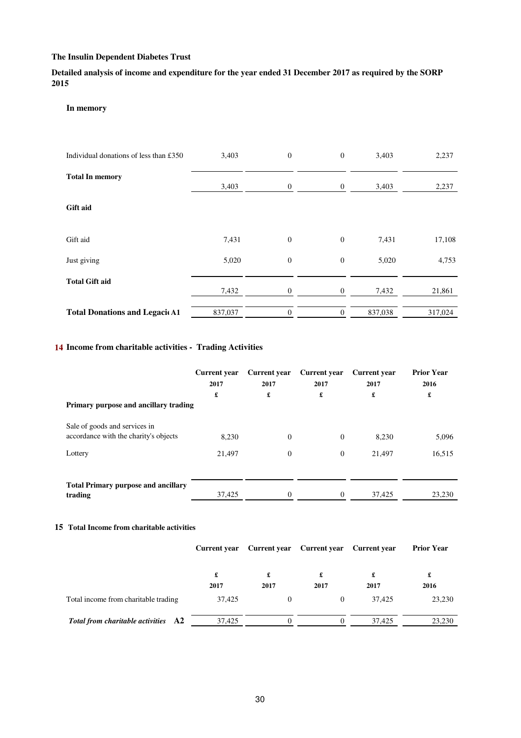**The Insulin Dependent Diabetes Trust**

**Detailed analysis of income and expenditure for the year ended 31 December 2017 as required by the SORP 2015**

**In memory**

| | | | | | |
|---|---|---|---|---|---|
| Individual donations of less than £350 | 3,403 | 0 | 0 | 3,403 | 2,237 |
| **Total In memory** | 3,403 | 0 | 0 | 3,403 | 2,237 |
| **Gift aid** | | | | | |
| Gift aid | 7,431 | 0 | 0 | 7,431 | 17,108 |
| Just giving | 5,020 | 0 | 0 | 5,020 | 4,753 |
| **Total Gift aid** | 7,432 | 0 | 0 | 7,432 | 21,861 |
| **Total Donations and Legaci A1** | 837,037 | 0 | 0 | 837,038 | 317,024 |

## 14 Income from charitable activities - Trading Activities

| | Current year 2017 £ | Current year 2017 £ | Current year 2017 £ | Current year 2017 £ | Prior Year 2016 £ |
|---|---|---|---|---|---|
| **Primary purpose and ancillary trading** | | | | | |
| Sale of goods and services in accordance with the charity's objects | 8,230 | 0 | 0 | 8,230 | 5,096 |
| Lottery | 21,497 | 0 | 0 | 21,497 | 16,515 |
| **Total Primary purpose and ancillary trading** | 37,425 | 0 | 0 | 37,425 | 23,230 |

## 15 Total Income from charitable activities

| | Current year £ 2017 | Current year £ 2017 | Current year £ 2017 | Current year £ 2017 | Prior Year £ 2016 |
|---|---|---|---|---|---|
| Total income from charitable trading | 37,425 | 0 | 0 | 37,425 | 23,230 |
| ***Total from charitable activities* A2** | 37,425 | 0 | 0 | 37,425 | 23,230 |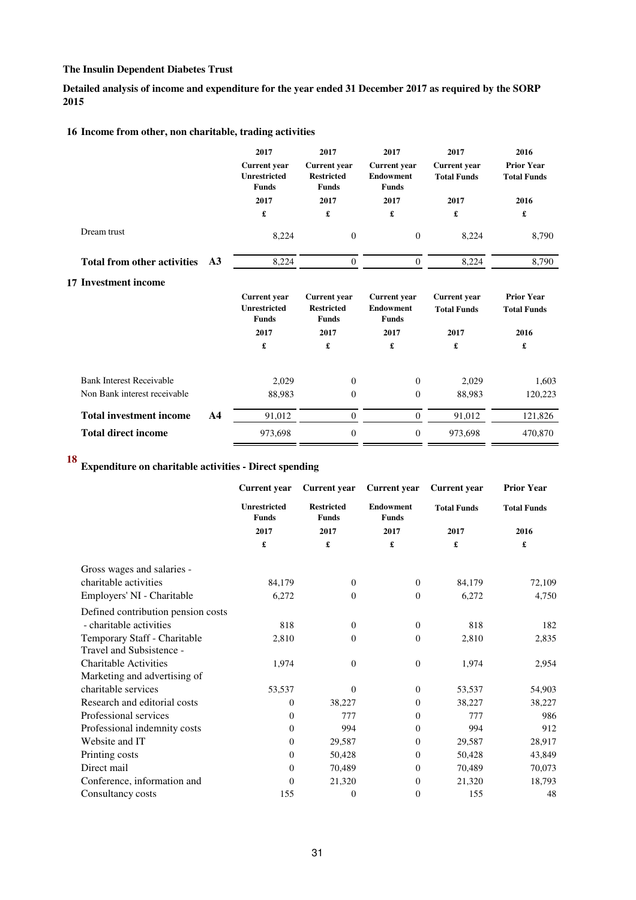**The Insulin Dependent Diabetes Trust**

**Detailed analysis of income and expenditure for the year ended 31 December 2017 as required by the SORP 2015**

## 16 Income from other, non charitable, trading activities

| | | 2017 | 2017 | 2017 | 2017 | 2016 |
|---|---|---|---|---|---|---|
| | | Current year Unrestricted Funds | Current year Restricted Funds | Current year Endowment Funds | Current year Total Funds | Prior Year Total Funds |
| | | 2017 | 2017 | 2017 | 2017 | 2016 |
| | | £ | £ | £ | £ | £ |
| Dream trust | | 8,224 | 0 | 0 | 8,224 | 8,790 |
| **Total from other activities** | **A3** | 8,224 | 0 | 0 | 8,224 | 8,790 |

## 17 Investment income

| | | Current year Unrestricted Funds | Current year Restricted Funds | Current year Endowment Funds | Current year Total Funds | Prior Year Total Funds |
|---|---|---|---|---|---|---|
| | | 2017 | 2017 | 2017 | 2017 | 2016 |
| | | £ | £ | £ | £ | £ |
| Bank Interest Receivable | | 2,029 | 0 | 0 | 2,029 | 1,603 |
| Non Bank interest receivable | | 88,983 | 0 | 0 | 88,983 | 120,223 |
| **Total investment income** | **A4** | 91,012 | 0 | 0 | 91,012 | 121,826 |
| **Total direct income** | | 973,698 | 0 | 0 | 973,698 | 470,870 |

## 18 Expenditure on charitable activities - Direct spending

| | Current year | Current year | Current year | Current year | Prior Year |
|---|---|---|---|---|---|
| | Unrestricted Funds | Restricted Funds | Endowment Funds | Total Funds | Total Funds |
| | 2017 | 2017 | 2017 | 2017 | 2016 |
| | £ | £ | £ | £ | £ |
| Gross wages and salaries - charitable activities | 84,179 | 0 | 0 | 84,179 | 72,109 |
| Employers' NI - Charitable | 6,272 | 0 | 0 | 6,272 | 4,750 |
| Defined contribution pension costs - charitable activities | 818 | 0 | 0 | 818 | 182 |
| Temporary Staff - Charitable | 2,810 | 0 | 0 | 2,810 | 2,835 |
| Travel and Subsistence - Charitable Activities | 1,974 | 0 | 0 | 1,974 | 2,954 |
| Marketing and advertising of charitable services | 53,537 | 0 | 0 | 53,537 | 54,903 |
| Research and editorial costs | 0 | 38,227 | 0 | 38,227 | 38,227 |
| Professional services | 0 | 777 | 0 | 777 | 986 |
| Professional indemnity costs | 0 | 994 | 0 | 994 | 912 |
| Website and IT | 0 | 29,587 | 0 | 29,587 | 28,917 |
| Printing costs | 0 | 50,428 | 0 | 50,428 | 43,849 |
| Direct mail | 0 | 70,489 | 0 | 70,489 | 70,073 |
| Conference, information and | 0 | 21,320 | 0 | 21,320 | 18,793 |
| Consultancy costs | 155 | 0 | 0 | 155 | 48 |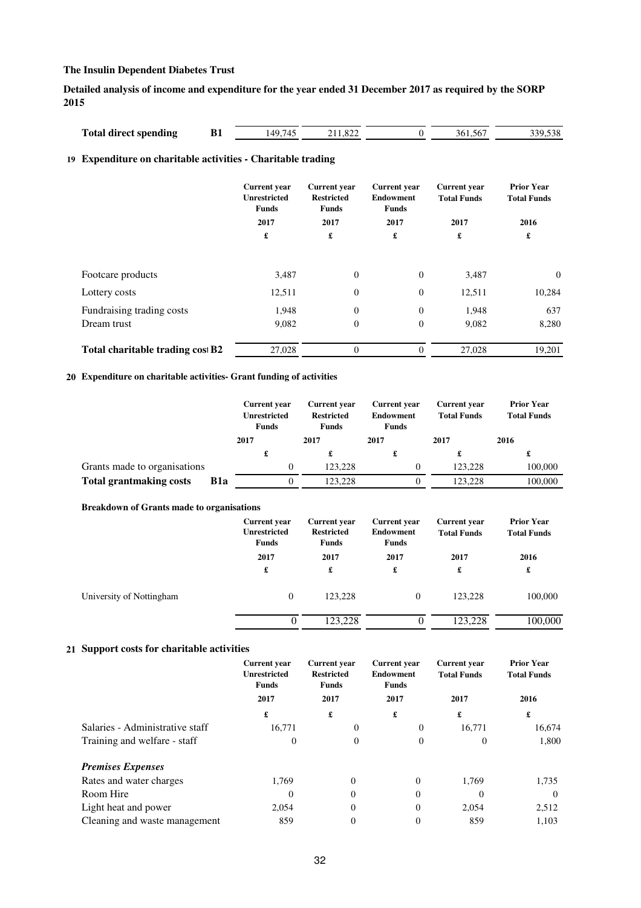**The Insulin Dependent Diabetes Trust**

**Detailed analysis of income and expenditure for the year ended 31 December 2017 as required by the SORP 2015**

| | | | | | | |
|---|---|---|---|---|---|---|
| **Total direct spending** | **B1** | 149,745 | 211,822 | 0 | 361,567 | 339,538 |

## 19 Expenditure on charitable activities - Charitable trading

| | Current year Unrestricted Funds | Current year Restricted Funds | Current year Endowment Funds | Current year Total Funds | Prior Year Total Funds |
|---|---|---|---|---|---|
| | 2017 | 2017 | 2017 | 2017 | 2016 |
| | £ | £ | £ | £ | £ |
| Footcare products | 3,487 | 0 | 0 | 3,487 | 0 |
| Lottery costs | 12,511 | 0 | 0 | 12,511 | 10,284 |
| Fundraising trading costs | 1,948 | 0 | 0 | 1,948 | 637 |
| Dream trust | 9,082 | 0 | 0 | 9,082 | 8,280 |
| **Total charitable trading cost B2** | 27,028 | 0 | 0 | 27,028 | 19,201 |

## 20 Expenditure on charitable activities- Grant funding of activities

| | Current year Unrestricted Funds | Current year Restricted Funds | Current year Endowment Funds | Current year Total Funds | Prior Year Total Funds |
|---|---|---|---|---|---|
| | 2017 | 2017 | 2017 | 2017 | 2016 |
| | £ | £ | £ | £ | £ |
| Grants made to organisations | 0 | 123,228 | 0 | 123,228 | 100,000 |
| **Total grantmaking costs B1a** | 0 | 123,228 | 0 | 123,228 | 100,000 |

**Breakdown of Grants made to organisations**

| | Current year Unrestricted Funds | Current year Restricted Funds | Current year Endowment Funds | Current year Total Funds | Prior Year Total Funds |
|---|---|---|---|---|---|
| | 2017 | 2017 | 2017 | 2017 | 2016 |
| | £ | £ | £ | £ | £ |
| University of Nottingham | 0 | 123,228 | 0 | 123,228 | 100,000 |
| | 0 | 123,228 | 0 | 123,228 | 100,000 |

## 21 Support costs for charitable activities

| | Current year Unrestricted Funds | Current year Restricted Funds | Current year Endowment Funds | Current year Total Funds | Prior Year Total Funds |
|---|---|---|---|---|---|
| | 2017 | 2017 | 2017 | 2017 | 2016 |
| | £ | £ | £ | £ | £ |
| Salaries - Administrative staff | 16,771 | 0 | 0 | 16,771 | 16,674 |
| Training and welfare - staff | 0 | 0 | 0 | 0 | 1,800 |
| ***Premises Expenses*** | | | | | |
| Rates and water charges | 1,769 | 0 | 0 | 1,769 | 1,735 |
| Room Hire | 0 | 0 | 0 | 0 | 0 |
| Light heat and power | 2,054 | 0 | 0 | 2,054 | 2,512 |
| Cleaning and waste management | 859 | 0 | 0 | 859 | 1,103 |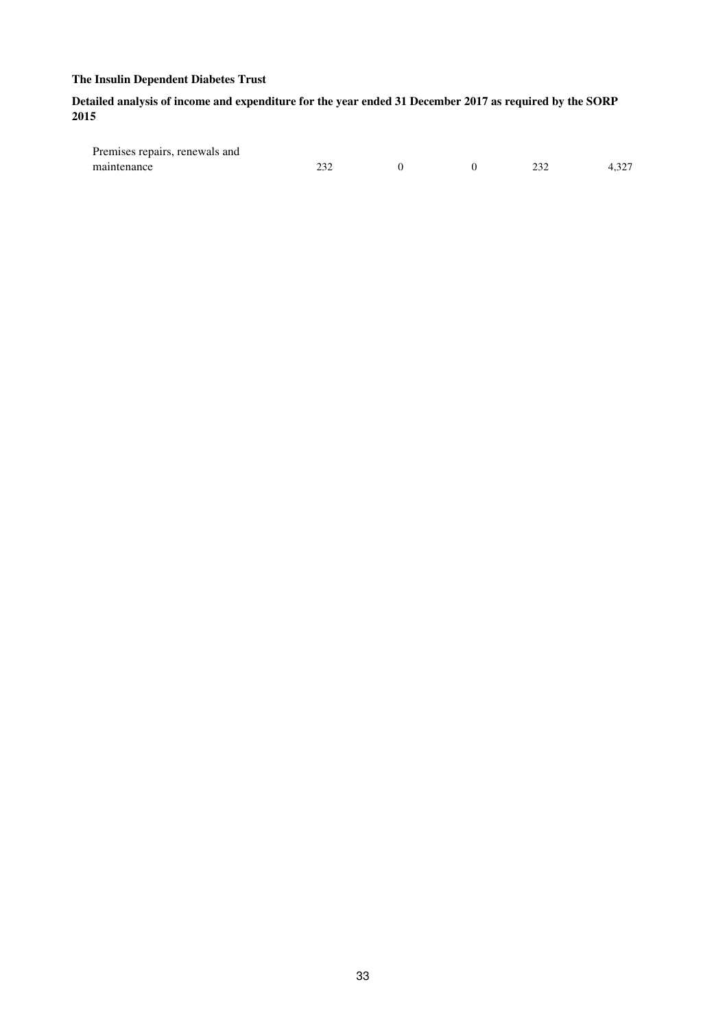**The Insulin Dependent Diabetes Trust**

**Detailed analysis of income and expenditure for the year ended 31 December 2017 as required by the SORP 2015**

| | | | | | |
|---|---|---|---|---|---|
| Premises repairs, renewals and maintenance | 232 | 0 | 0 | 232 | 4,327 |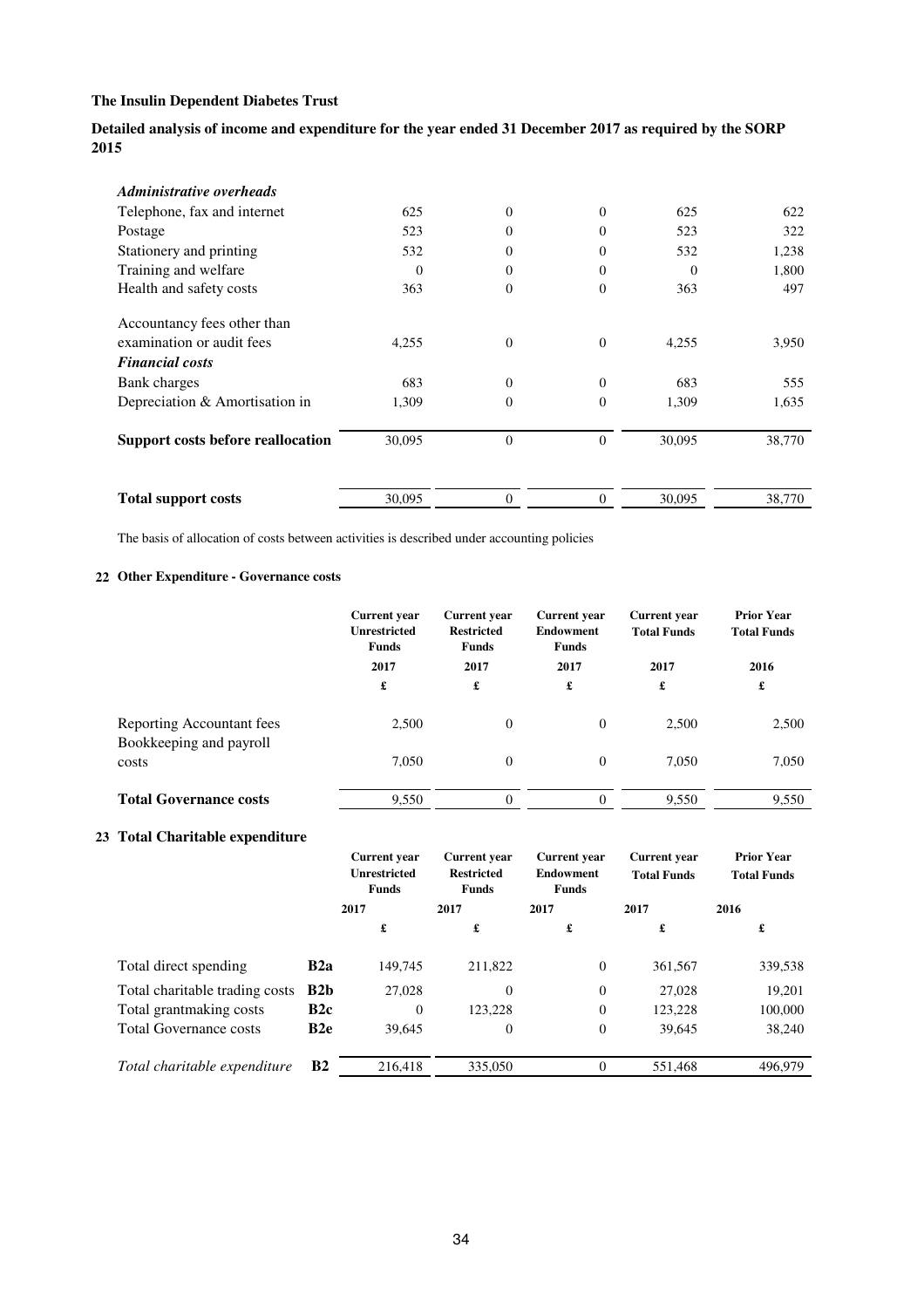**The Insulin Dependent Diabetes Trust**

**Detailed analysis of income and expenditure for the year ended 31 December 2017 as required by the SORP 2015**

| | | | | | |
|---|---|---|---|---|---|
| ***Administrative overheads*** | | | | | |
| Telephone, fax and internet | 625 | 0 | 0 | 625 | 622 |
| Postage | 523 | 0 | 0 | 523 | 322 |
| Stationery and printing | 532 | 0 | 0 | 532 | 1,238 |
| Training and welfare | 0 | 0 | 0 | 0 | 1,800 |
| Health and safety costs | 363 | 0 | 0 | 363 | 497 |
| Accountancy fees other than examination or audit fees | 4,255 | 0 | 0 | 4,255 | 3,950 |
| ***Financial costs*** | | | | | |
| Bank charges | 683 | 0 | 0 | 683 | 555 |
| Depreciation & Amortisation in | 1,309 | 0 | 0 | 1,309 | 1,635 |
| **Support costs before reallocation** | 30,095 | 0 | 0 | 30,095 | 38,770 |
| **Total support costs** | 30,095 | 0 | 0 | 30,095 | 38,770 |

The basis of allocation of costs between activities is described under accounting policies

## 22 Other Expenditure - Governance costs

| | Current year Unrestricted Funds 2017 £ | Current year Restricted Funds 2017 £ | Current year Endowment Funds 2017 £ | Current year Total Funds 2017 £ | Prior Year Total Funds 2016 £ |
|---|---|---|---|---|---|
| Reporting Accountant fees | 2,500 | 0 | 0 | 2,500 | 2,500 |
| Bookkeeping and payroll costs | 7,050 | 0 | 0 | 7,050 | 7,050 |
| **Total Governance costs** | 9,550 | 0 | 0 | 9,550 | 9,550 |

## 23 Total Charitable expenditure

| | | Current year Unrestricted Funds 2017 £ | Current year Restricted Funds 2017 £ | Current year Endowment Funds 2017 £ | Current year Total Funds 2017 £ | Prior Year Total Funds 2016 £ |
|---|---|---|---|---|---|---|
| Total direct spending | **B2a** | 149,745 | 211,822 | 0 | 361,567 | 339,538 |
| Total charitable trading costs | **B2b** | 27,028 | 0 | 0 | 27,028 | 19,201 |
| Total grantmaking costs | **B2c** | 0 | 123,228 | 0 | 123,228 | 100,000 |
| Total Governance costs | **B2e** | 39,645 | 0 | 0 | 39,645 | 38,240 |
| *Total charitable expenditure* | **B2** | 216,418 | 335,050 | 0 | 551,468 | 496,979 |